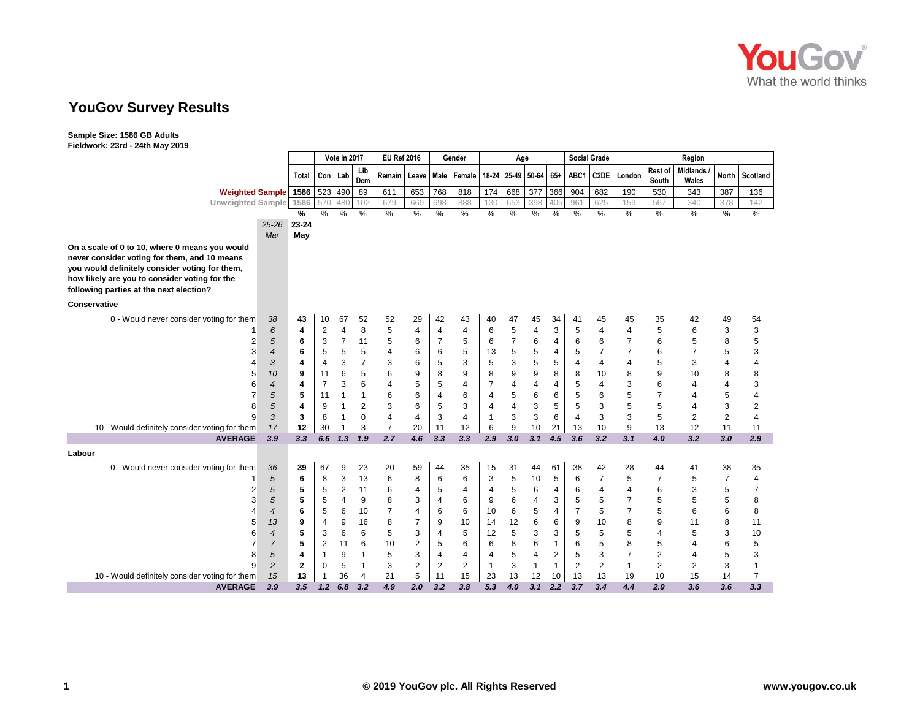# YouGov Survey Results

**Sample Size: 1586 GB Adults**
**Fieldwork: 23rd - 24th May 2019**

| | | | Vote in 2017 | | | EU Ref 2016 | | Gender | | Age | | | | Social Grade | | Region | | | | |
|---|---|---|---|---|---|---|---|---|---|---|---|---|---|---|---|---|---|---|---|---|
| | | Total | Con | Lab | Lib Dem | Remain | Leave | Male | Female | 18-24 | 25-49 | 50-64 | 65+ | ABC1 | C2DE | London | Rest of South | Midlands / Wales | North | Scotland |
| Weighted Sample | | 1586 | 523 | 490 | 89 | 611 | 653 | 768 | 818 | 174 | 668 | 377 | 366 | 904 | 682 | 190 | 530 | 343 | 387 | 136 |
| Unweighted Sample | | 1586 | 570 | 480 | 102 | 679 | 669 | 698 | 888 | 130 | 653 | 398 | 405 | 961 | 625 | 159 | 567 | 340 | 378 | 142 |
| | | % | % | % | % | % | % | % | % | % | % | % | % | % | % | % | % | % | % | % |
| | *25-26 Mar* | **23-24 May** | | | | | | | | | | | | | | | | | | |
| **On a scale of 0 to 10, where 0 means you would never consider voting for them, and 10 means you would definitely consider voting for them, how likely are you to consider voting for the following parties at the next election?** | | | | | | | | | | | | | | | | | | | | |
| **Conservative** | | | | | | | | | | | | | | | | | | | | |
| 0 - Would never consider voting for them | *38* | **43** | 10 | 67 | 52 | 52 | 29 | 42 | 43 | 40 | 47 | 45 | 34 | 41 | 45 | 45 | 35 | 42 | 49 | 54 |
| 1 | *6* | **4** | 2 | 4 | 8 | 5 | 4 | 4 | 4 | 6 | 5 | 4 | 3 | 5 | 4 | 4 | 5 | 6 | 3 | 3 |
| 2 | *5* | **6** | 3 | 7 | 11 | 5 | 6 | 7 | 5 | 6 | 7 | 6 | 4 | 6 | 6 | 7 | 6 | 5 | 8 | 5 |
| 3 | *4* | **6** | 5 | 5 | 5 | 4 | 6 | 6 | 5 | 13 | 5 | 5 | 4 | 5 | 7 | 7 | 6 | 7 | 5 | 3 |
| 4 | *3* | **4** | 4 | 3 | 7 | 3 | 6 | 5 | 3 | 5 | 3 | 5 | 5 | 4 | 4 | 4 | 5 | 3 | 4 | 4 |
| 5 | *10* | **9** | 11 | 6 | 5 | 6 | 9 | 8 | 9 | 8 | 9 | 9 | 8 | 8 | 10 | 8 | 9 | 10 | 8 | 8 |
| 6 | *4* | **4** | 7 | 3 | 6 | 4 | 5 | 5 | 4 | 7 | 4 | 4 | 4 | 5 | 4 | 3 | 6 | 4 | 4 | 3 |
| 7 | *5* | **5** | 11 | 1 | 1 | 6 | 6 | 4 | 6 | 4 | 5 | 6 | 6 | 5 | 6 | 5 | 7 | 4 | 5 | 4 |
| 8 | *5* | **4** | 9 | 1 | 2 | 3 | 6 | 5 | 3 | 4 | 4 | 3 | 5 | 5 | 3 | 5 | 5 | 4 | 3 | 2 |
| 9 | *3* | **3** | 8 | 1 | 0 | 4 | 4 | 3 | 4 | 1 | 3 | 3 | 6 | 4 | 3 | 3 | 5 | 2 | 2 | 4 |
| 10 - Would definitely consider voting for them | *17* | **12** | 30 | 1 | 3 | 7 | 20 | 11 | 12 | 6 | 9 | 10 | 21 | 13 | 10 | 9 | 13 | 12 | 11 | 11 |
| **AVERAGE** | ***3.9*** | ***3.3*** | ***6.6*** | ***1.3*** | ***1.9*** | ***2.7*** | ***4.6*** | ***3.3*** | ***3.3*** | ***2.9*** | ***3.0*** | ***3.1*** | ***4.5*** | ***3.6*** | ***3.2*** | ***3.1*** | ***4.0*** | ***3.2*** | ***3.0*** | ***2.9*** |
| **Labour** | | | | | | | | | | | | | | | | | | | | |
| 0 - Would never consider voting for them | *36* | **39** | 67 | 9 | 23 | 20 | 59 | 44 | 35 | 15 | 31 | 44 | 61 | 38 | 42 | 28 | 44 | 41 | 38 | 35 |
| 1 | *5* | **6** | 8 | 3 | 13 | 6 | 8 | 6 | 6 | 3 | 5 | 10 | 5 | 6 | 7 | 5 | 7 | 5 | 7 | 4 |
| 2 | *5* | **5** | 5 | 2 | 11 | 6 | 4 | 5 | 4 | 4 | 5 | 6 | 4 | 6 | 4 | 4 | 6 | 3 | 5 | 7 |
| 3 | *5* | **5** | 5 | 4 | 9 | 8 | 3 | 4 | 6 | 9 | 6 | 4 | 3 | 5 | 5 | 7 | 5 | 5 | 5 | 8 |
| 4 | *4* | **6** | 5 | 6 | 10 | 7 | 4 | 6 | 6 | 10 | 6 | 5 | 4 | 7 | 5 | 7 | 5 | 6 | 6 | 8 |
| 5 | *13* | **9** | 4 | 9 | 16 | 8 | 7 | 9 | 10 | 14 | 12 | 6 | 6 | 9 | 10 | 8 | 9 | 11 | 8 | 11 |
| 6 | *4* | **5** | 3 | 6 | 6 | 5 | 3 | 4 | 5 | 12 | 5 | 3 | 3 | 5 | 5 | 5 | 4 | 5 | 3 | 10 |
| 7 | *7* | **5** | 2 | 11 | 6 | 10 | 2 | 5 | 6 | 6 | 8 | 6 | 1 | 6 | 5 | 8 | 5 | 4 | 6 | 5 |
| 8 | *5* | **4** | 1 | 9 | 1 | 5 | 3 | 4 | 4 | 4 | 5 | 4 | 2 | 5 | 3 | 7 | 2 | 4 | 5 | 3 |
| 9 | *2* | **2** | 0 | 5 | 1 | 3 | 2 | 2 | 2 | 1 | 3 | 1 | 1 | 2 | 2 | 1 | 2 | 2 | 3 | 1 |
| 10 - Would definitely consider voting for them | *15* | **13** | 1 | 36 | 4 | 21 | 5 | 11 | 15 | 23 | 13 | 12 | 10 | 13 | 13 | 19 | 10 | 15 | 14 | 7 |
| **AVERAGE** | ***3.9*** | ***3.5*** | ***1.2*** | ***6.8*** | ***3.2*** | ***4.9*** | ***2.0*** | ***3.2*** | ***3.8*** | ***5.3*** | ***4.0*** | ***3.1*** | ***2.2*** | ***3.7*** | ***3.4*** | ***4.4*** | ***2.9*** | ***3.6*** | ***3.6*** | ***3.3*** |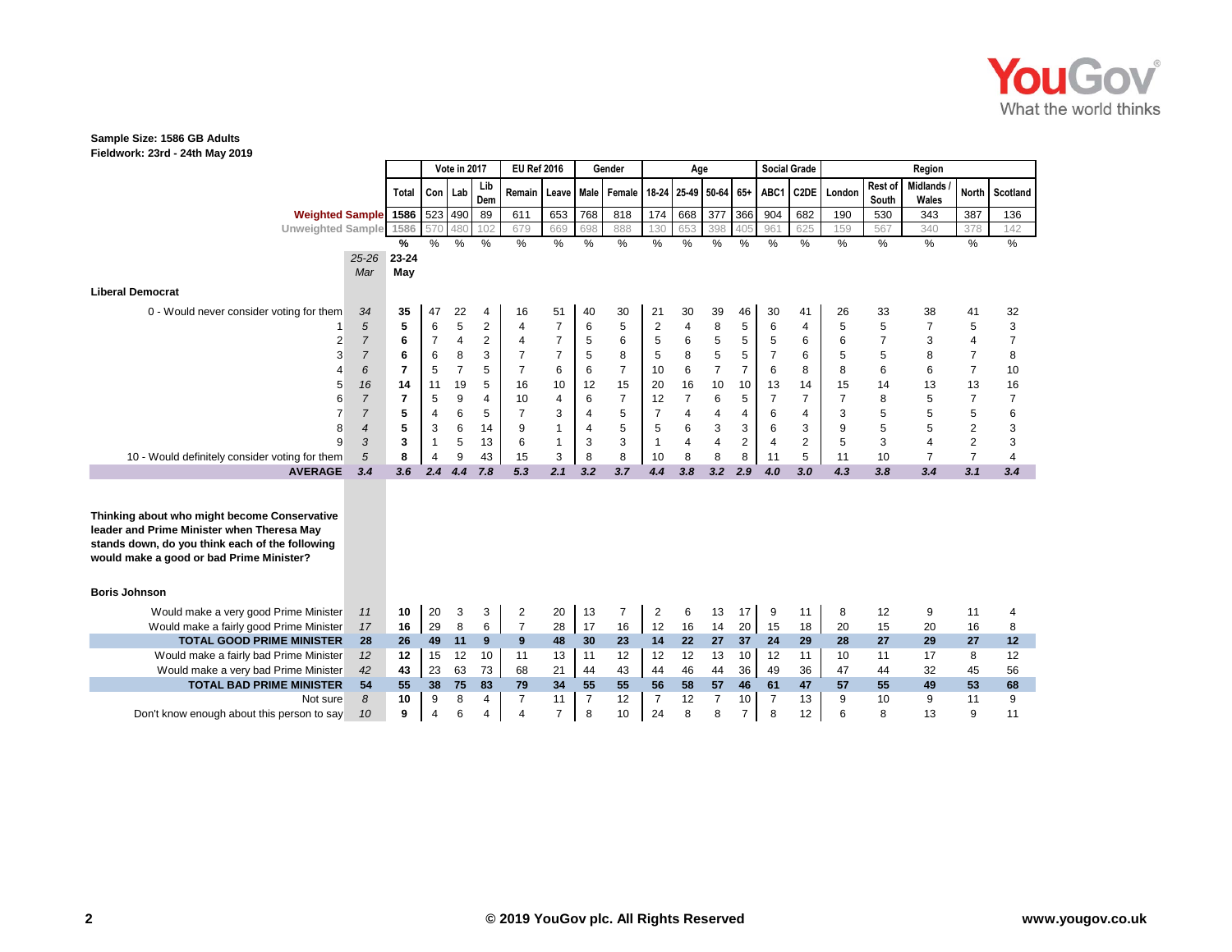**Sample Size: 1586 GB Adults**
**Fieldwork: 23rd - 24th May 2019**

| | | | Vote in 2017 | | | EU Ref 2016 | | Gender | | Age | | | | Social Grade | | Region | | | | |
|---|---|---|---|---|---|---|---|---|---|---|---|---|---|---|---|---|---|---|---|---|
| | | Total | Con | Lab | Lib Dem | Remain | Leave | Male | Female | 18-24 | 25-49 | 50-64 | 65+ | ABC1 | C2DE | London | Rest of South | Midlands / Wales | North | Scotland |
| Weighted Sample | | 1586 | 523 | 490 | 89 | 611 | 653 | 768 | 818 | 174 | 668 | 377 | 366 | 904 | 682 | 190 | 530 | 343 | 387 | 136 |
| Unweighted Sample | | 1586 | 570 | 480 | 102 | 679 | 669 | 698 | 888 | 130 | 653 | 398 | 405 | 961 | 625 | 159 | 567 | 340 | 378 | 142 |
| | | % | % | % | % | % | % | % | % | % | % | % | % | % | % | % | % | % | % | % |
| | 25-26 Mar | 23-24 May | | | | | | | | | | | | | | | | | | |
| **Liberal Democrat** | | | | | | | | | | | | | | | | | | | | |
| 0 - Would never consider voting for them | 34 | 35 | 47 | 22 | 4 | 16 | 51 | 40 | 30 | 21 | 30 | 39 | 46 | 30 | 41 | 26 | 33 | 38 | 41 | 32 |
| 1 | 5 | 5 | 6 | 5 | 2 | 4 | 7 | 6 | 5 | 2 | 4 | 8 | 5 | 6 | 4 | 5 | 5 | 7 | 5 | 3 |
| 2 | 7 | 6 | 7 | 4 | 2 | 4 | 7 | 5 | 6 | 5 | 6 | 5 | 5 | 5 | 6 | 6 | 7 | 3 | 4 | 7 |
| 3 | 7 | 6 | 6 | 8 | 3 | 7 | 7 | 5 | 8 | 5 | 8 | 5 | 5 | 7 | 6 | 5 | 5 | 8 | 7 | 8 |
| 4 | 6 | 7 | 5 | 7 | 5 | 7 | 6 | 6 | 7 | 10 | 6 | 7 | 7 | 6 | 8 | 8 | 6 | 6 | 7 | 10 |
| 5 | 16 | 14 | 11 | 19 | 5 | 16 | 10 | 12 | 15 | 20 | 16 | 10 | 10 | 13 | 14 | 15 | 14 | 13 | 13 | 16 |
| 6 | 7 | 7 | 5 | 9 | 4 | 10 | 4 | 6 | 7 | 12 | 7 | 6 | 5 | 7 | 7 | 7 | 8 | 5 | 7 | 7 |
| 7 | 7 | 5 | 4 | 6 | 5 | 7 | 3 | 4 | 5 | 7 | 4 | 4 | 4 | 6 | 4 | 3 | 5 | 5 | 5 | 6 |
| 8 | 4 | 5 | 3 | 6 | 14 | 9 | 1 | 4 | 5 | 5 | 6 | 3 | 3 | 6 | 3 | 9 | 5 | 5 | 2 | 3 |
| 9 | 3 | 3 | 1 | 5 | 13 | 6 | 1 | 3 | 3 | 1 | 4 | 4 | 2 | 4 | 2 | 5 | 3 | 4 | 2 | 3 |
| 10 - Would definitely consider voting for them | 5 | 8 | 4 | 9 | 43 | 15 | 3 | 8 | 8 | 10 | 8 | 8 | 8 | 11 | 5 | 11 | 10 | 7 | 7 | 4 |
| **AVERAGE** | 3.4 | 3.6 | 2.4 | 4.4 | 7.8 | 5.3 | 2.1 | 3.2 | 3.7 | 4.4 | 3.8 | 3.2 | 2.9 | 4.0 | 3.0 | 4.3 | 3.8 | 3.4 | 3.1 | 3.4 |
| **Thinking about who might become Conservative leader and Prime Minister when Theresa May stands down, do you think each of the following would make a good or bad Prime Minister?** | | | | | | | | | | | | | | | | | | | | |
| **Boris Johnson** | | | | | | | | | | | | | | | | | | | | |
| Would make a very good Prime Minister | 11 | 10 | 20 | 3 | 3 | 2 | 20 | 13 | 7 | 2 | 6 | 13 | 17 | 9 | 11 | 8 | 12 | 9 | 11 | 4 |
| Would make a fairly good Prime Minister | 17 | 16 | 29 | 8 | 6 | 7 | 28 | 17 | 16 | 12 | 16 | 14 | 20 | 15 | 18 | 20 | 15 | 20 | 16 | 8 |
| **TOTAL GOOD PRIME MINISTER** | 28 | 26 | 49 | 11 | 9 | 9 | 48 | 30 | 23 | 14 | 22 | 27 | 37 | 24 | 29 | 28 | 27 | 29 | 27 | 12 |
| Would make a fairly bad Prime Minister | 12 | 12 | 15 | 12 | 10 | 11 | 13 | 11 | 12 | 12 | 12 | 13 | 10 | 12 | 11 | 10 | 11 | 17 | 8 | 12 |
| Would make a very bad Prime Minister | 42 | 43 | 23 | 63 | 73 | 68 | 21 | 44 | 43 | 44 | 46 | 44 | 36 | 49 | 36 | 47 | 44 | 32 | 45 | 56 |
| **TOTAL BAD PRIME MINISTER** | 54 | 55 | 38 | 75 | 83 | 79 | 34 | 55 | 55 | 56 | 58 | 57 | 46 | 61 | 47 | 57 | 55 | 49 | 53 | 68 |
| Not sure | 8 | 10 | 9 | 8 | 4 | 7 | 11 | 7 | 12 | 7 | 12 | 7 | 10 | 7 | 13 | 9 | 10 | 9 | 11 | 9 |
| Don't know enough about this person to say | 10 | 9 | 4 | 6 | 4 | 4 | 7 | 8 | 10 | 24 | 8 | 8 | 7 | 8 | 12 | 6 | 8 | 13 | 9 | 11 |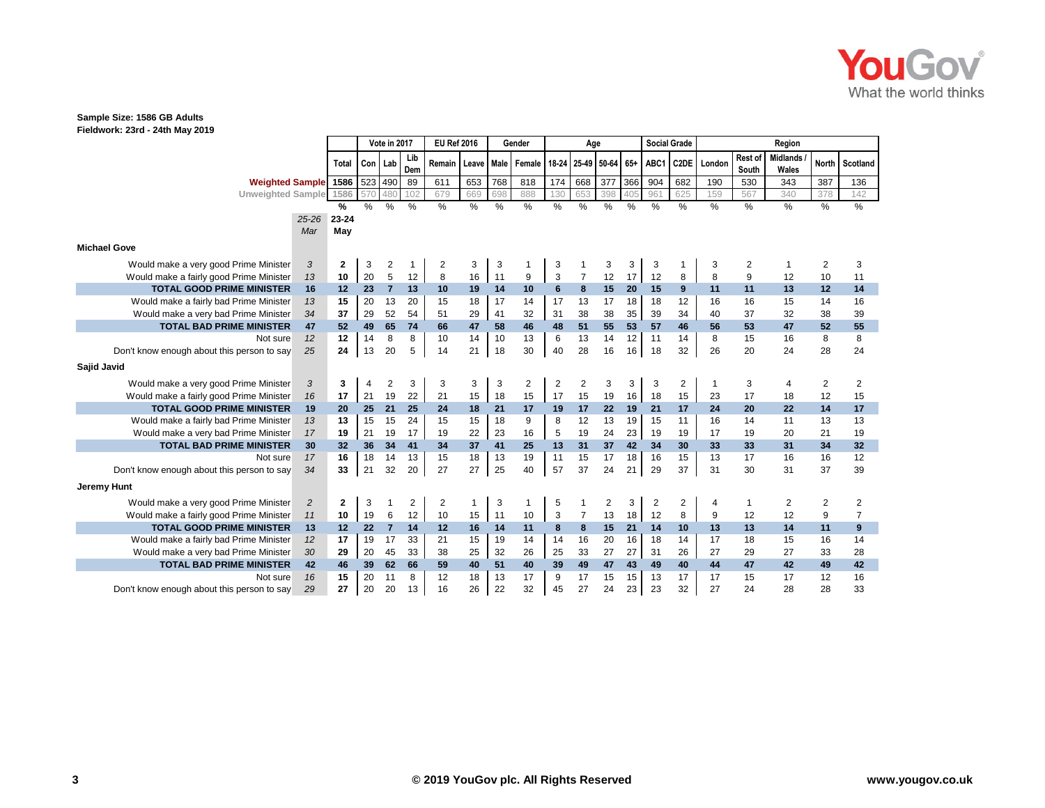**Sample Size: 1586 GB Adults**
**Fieldwork: 23rd - 24th May 2019**

| | | | Vote in 2017 | | | EU Ref 2016 | | Gender | | Age | | | | Social Grade | | Region | | | | |
|---|---|---|---|---|---|---|---|---|---|---|---|---|---|---|---|---|---|---|---|---|
| | | Total | Con | Lab | Lib Dem | Remain | Leave | Male | Female | 18-24 | 25-49 | 50-64 | 65+ | ABC1 | C2DE | London | Rest of South | Midlands / Wales | North | Scotland |
| Weighted Sample | | 1586 | 523 | 490 | 89 | 611 | 653 | 768 | 818 | 174 | 668 | 377 | 366 | 904 | 682 | 190 | 530 | 343 | 387 | 136 |
| Unweighted Sample | | 1586 | 570 | 480 | 102 | 679 | 669 | 698 | 888 | 130 | 653 | 398 | 405 | 961 | 625 | 159 | 567 | 340 | 378 | 142 |
| | | % | % | % | % | % | % | % | % | % | % | % | % | % | % | % | % | % | % | % |
| | 25-26 Mar | 23-24 May | | | | | | | | | | | | | | | | | | |
| **Michael Gove** | | | | | | | | | | | | | | | | | | | | |
| Would make a very good Prime Minister | 3 | 2 | 3 | 2 | 1 | 2 | 3 | 3 | 1 | 3 | 1 | 3 | 3 | 3 | 1 | 3 | 2 | 1 | 2 | 3 |
| Would make a fairly good Prime Minister | 13 | 10 | 20 | 5 | 12 | 8 | 16 | 11 | 9 | 3 | 7 | 12 | 17 | 12 | 8 | 8 | 9 | 12 | 10 | 11 |
| **TOTAL GOOD PRIME MINISTER** | 16 | 12 | 23 | 7 | 13 | 10 | 19 | 14 | 10 | 6 | 8 | 15 | 20 | 15 | 9 | 11 | 11 | 13 | 12 | 14 |
| Would make a fairly bad Prime Minister | 13 | 15 | 20 | 13 | 20 | 15 | 18 | 17 | 14 | 17 | 13 | 17 | 18 | 18 | 12 | 16 | 16 | 15 | 14 | 16 |
| Would make a very bad Prime Minister | 34 | 37 | 29 | 52 | 54 | 51 | 29 | 41 | 32 | 31 | 38 | 38 | 35 | 39 | 34 | 40 | 37 | 32 | 38 | 39 |
| **TOTAL BAD PRIME MINISTER** | 47 | 52 | 49 | 65 | 74 | 66 | 47 | 58 | 46 | 48 | 51 | 55 | 53 | 57 | 46 | 56 | 53 | 47 | 52 | 55 |
| Not sure | 12 | 12 | 14 | 8 | 8 | 10 | 14 | 10 | 13 | 6 | 13 | 14 | 12 | 11 | 14 | 8 | 15 | 16 | 8 | 8 |
| Don't know enough about this person to say | 25 | 24 | 13 | 20 | 5 | 14 | 21 | 18 | 30 | 40 | 28 | 16 | 16 | 18 | 32 | 26 | 20 | 24 | 28 | 24 |
| **Sajid Javid** | | | | | | | | | | | | | | | | | | | | |
| Would make a very good Prime Minister | 3 | 3 | 4 | 2 | 3 | 3 | 3 | 3 | 2 | 2 | 2 | 3 | 3 | 3 | 2 | 1 | 3 | 4 | 2 | 2 |
| Would make a fairly good Prime Minister | 16 | 17 | 21 | 19 | 22 | 21 | 15 | 18 | 15 | 17 | 15 | 19 | 16 | 18 | 15 | 23 | 17 | 18 | 12 | 15 |
| **TOTAL GOOD PRIME MINISTER** | 19 | 20 | 25 | 21 | 25 | 24 | 18 | 21 | 17 | 19 | 17 | 22 | 19 | 21 | 17 | 24 | 20 | 22 | 14 | 17 |
| Would make a fairly bad Prime Minister | 13 | 13 | 15 | 15 | 24 | 15 | 15 | 18 | 9 | 8 | 12 | 13 | 19 | 15 | 11 | 16 | 14 | 11 | 13 | 13 |
| Would make a very bad Prime Minister | 17 | 19 | 21 | 19 | 17 | 19 | 22 | 23 | 16 | 5 | 19 | 24 | 23 | 19 | 19 | 17 | 19 | 20 | 21 | 19 |
| **TOTAL BAD PRIME MINISTER** | 30 | 32 | 36 | 34 | 41 | 34 | 37 | 41 | 25 | 13 | 31 | 37 | 42 | 34 | 30 | 33 | 33 | 31 | 34 | 32 |
| Not sure | 17 | 16 | 18 | 14 | 13 | 15 | 18 | 13 | 19 | 11 | 15 | 17 | 18 | 16 | 15 | 13 | 17 | 16 | 16 | 12 |
| Don't know enough about this person to say | 34 | 33 | 21 | 32 | 20 | 27 | 27 | 25 | 40 | 57 | 37 | 24 | 21 | 29 | 37 | 31 | 30 | 31 | 37 | 39 |
| **Jeremy Hunt** | | | | | | | | | | | | | | | | | | | | |
| Would make a very good Prime Minister | 2 | 2 | 3 | 1 | 2 | 2 | 1 | 3 | 1 | 5 | 1 | 2 | 3 | 2 | 2 | 4 | 1 | 2 | 2 | 2 |
| Would make a fairly good Prime Minister | 11 | 10 | 19 | 6 | 12 | 10 | 15 | 11 | 10 | 3 | 7 | 13 | 18 | 12 | 8 | 9 | 12 | 12 | 9 | 7 |
| **TOTAL GOOD PRIME MINISTER** | 13 | 12 | 22 | 7 | 14 | 12 | 16 | 14 | 11 | 8 | 8 | 15 | 21 | 14 | 10 | 13 | 13 | 14 | 11 | 9 |
| Would make a fairly bad Prime Minister | 12 | 17 | 19 | 17 | 33 | 21 | 15 | 19 | 14 | 14 | 16 | 20 | 16 | 18 | 14 | 17 | 18 | 15 | 16 | 14 |
| Would make a very bad Prime Minister | 30 | 29 | 20 | 45 | 33 | 38 | 25 | 32 | 26 | 25 | 33 | 27 | 27 | 31 | 26 | 27 | 29 | 27 | 33 | 28 |
| **TOTAL BAD PRIME MINISTER** | 42 | 46 | 39 | 62 | 66 | 59 | 40 | 51 | 40 | 39 | 49 | 47 | 43 | 49 | 40 | 44 | 47 | 42 | 49 | 42 |
| Not sure | 16 | 15 | 20 | 11 | 8 | 12 | 18 | 13 | 17 | 9 | 17 | 15 | 15 | 13 | 17 | 17 | 15 | 17 | 12 | 16 |
| Don't know enough about this person to say | 29 | 27 | 20 | 20 | 13 | 16 | 26 | 22 | 32 | 45 | 27 | 24 | 23 | 23 | 32 | 27 | 24 | 28 | 28 | 33 |

© 2019 YouGov plc. All Rights Reserved www.yougov.co.uk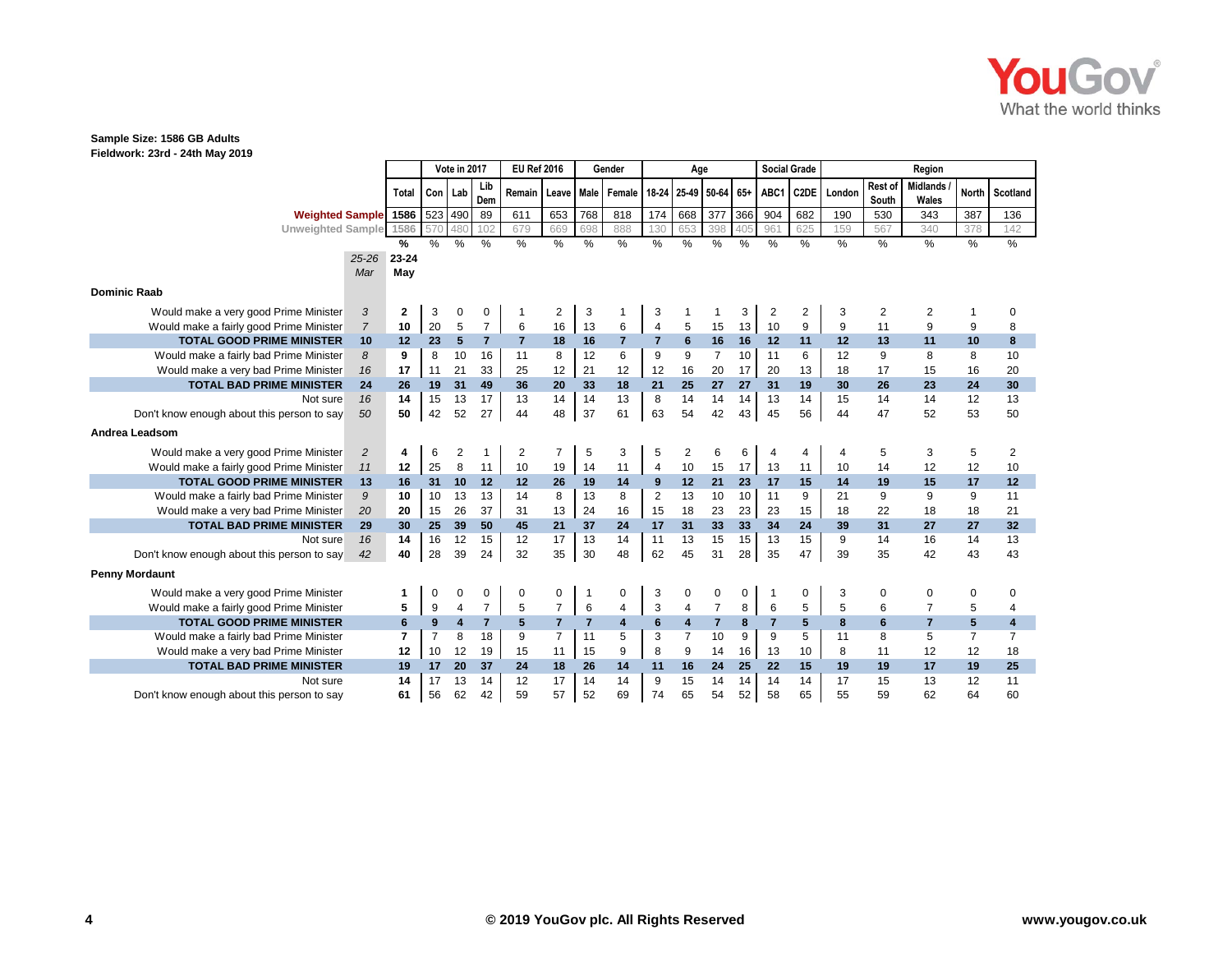**Sample Size: 1586 GB Adults**
**Fieldwork: 23rd - 24th May 2019**

| | | | Vote in 2017 | | | EU Ref 2016 | | Gender | | Age | | | | Social Grade | | Region | | | | |
|---|---|---|---|---|---|---|---|---|---|---|---|---|---|---|---|---|---|---|---|---|
| | | Total | Con | Lab | Lib Dem | Remain | Leave | Male | Female | 18-24 | 25-49 | 50-64 | 65+ | ABC1 | C2DE | London | Rest of South | Midlands / Wales | North | Scotland |
| Weighted Sample | | 1586 | 523 | 490 | 89 | 611 | 653 | 768 | 818 | 174 | 668 | 377 | 366 | 904 | 682 | 190 | 530 | 343 | 387 | 136 |
| Unweighted Sample | | 1586 | 570 | 480 | 102 | 679 | 669 | 698 | 888 | 130 | 653 | 398 | 405 | 961 | 625 | 159 | 567 | 340 | 378 | 142 |
| | | % | % | % | % | % | % | % | % | % | % | % | % | % | % | % | % | % | % | % |
| | *25-26 Mar* | **23-24 May** | | | | | | | | | | | | | | | | | | |
| **Dominic Raab** | | | | | | | | | | | | | | | | | | | | |
| Would make a very good Prime Minister | *3* | **2** | 3 | 0 | 0 | 1 | 2 | 3 | 1 | 3 | 1 | 1 | 3 | 2 | 2 | 3 | 2 | 2 | 1 | 0 |
| Would make a fairly good Prime Minister | *7* | **10** | 20 | 5 | 7 | 6 | 16 | 13 | 6 | 4 | 5 | 15 | 13 | 10 | 9 | 9 | 11 | 9 | 9 | 8 |
| **TOTAL GOOD PRIME MINISTER** | **10** | **12** | **23** | **5** | **7** | **7** | **18** | **16** | **7** | **7** | **6** | **16** | **16** | **12** | **11** | **12** | **13** | **11** | **10** | **8** |
| Would make a fairly bad Prime Minister | *8* | **9** | 8 | 10 | 16 | 11 | 8 | 12 | 6 | 9 | 9 | 7 | 10 | 11 | 6 | 12 | 9 | 8 | 8 | 10 |
| Would make a very bad Prime Minister | *16* | **17** | 11 | 21 | 33 | 25 | 12 | 21 | 12 | 12 | 16 | 20 | 17 | 20 | 13 | 18 | 17 | 15 | 16 | 20 |
| **TOTAL BAD PRIME MINISTER** | **24** | **26** | **19** | **31** | **49** | **36** | **20** | **33** | **18** | **21** | **25** | **27** | **27** | **31** | **19** | **30** | **26** | **23** | **24** | **30** |
| Not sure | *16* | **14** | 15 | 13 | 17 | 13 | 14 | 14 | 13 | 8 | 14 | 14 | 14 | 13 | 14 | 15 | 14 | 14 | 12 | 13 |
| Don't know enough about this person to say | *50* | **50** | 42 | 52 | 27 | 44 | 48 | 37 | 61 | 63 | 54 | 42 | 43 | 45 | 56 | 44 | 47 | 52 | 53 | 50 |
| **Andrea Leadsom** | | | | | | | | | | | | | | | | | | | | |
| Would make a very good Prime Minister | *2* | **4** | 6 | 2 | 1 | 2 | 7 | 5 | 3 | 5 | 2 | 6 | 6 | 4 | 4 | 4 | 5 | 3 | 5 | 2 |
| Would make a fairly good Prime Minister | *11* | **12** | 25 | 8 | 11 | 10 | 19 | 14 | 11 | 4 | 10 | 15 | 17 | 13 | 11 | 10 | 14 | 12 | 12 | 10 |
| **TOTAL GOOD PRIME MINISTER** | **13** | **16** | **31** | **10** | **12** | **12** | **26** | **19** | **14** | **9** | **12** | **21** | **23** | **17** | **15** | **14** | **19** | **15** | **17** | **12** |
| Would make a fairly bad Prime Minister | *9* | **10** | 10 | 13 | 13 | 14 | 8 | 13 | 8 | 2 | 13 | 10 | 10 | 11 | 9 | 21 | 9 | 9 | 9 | 11 |
| Would make a very bad Prime Minister | *20* | **20** | 15 | 26 | 37 | 31 | 13 | 24 | 16 | 15 | 18 | 23 | 23 | 23 | 15 | 18 | 22 | 18 | 18 | 21 |
| **TOTAL BAD PRIME MINISTER** | **29** | **30** | **25** | **39** | **50** | **45** | **21** | **37** | **24** | **17** | **31** | **33** | **33** | **34** | **24** | **39** | **31** | **27** | **27** | **32** |
| Not sure | *16* | **14** | 16 | 12 | 15 | 12 | 17 | 13 | 14 | 11 | 13 | 15 | 15 | 13 | 15 | 9 | 14 | 16 | 14 | 13 |
| Don't know enough about this person to say | *42* | **40** | 28 | 39 | 24 | 32 | 35 | 30 | 48 | 62 | 45 | 31 | 28 | 35 | 47 | 39 | 35 | 42 | 43 | 43 |
| **Penny Mordaunt** | | | | | | | | | | | | | | | | | | | | |
| Would make a very good Prime Minister | | **1** | 0 | 0 | 0 | 0 | 0 | 1 | 0 | 3 | 0 | 0 | 0 | 1 | 0 | 3 | 0 | 0 | 0 | 0 |
| Would make a fairly good Prime Minister | | **5** | 9 | 4 | 7 | 5 | 7 | 6 | 4 | 3 | 4 | 7 | 8 | 6 | 5 | 5 | 6 | 7 | 5 | 4 |
| **TOTAL GOOD PRIME MINISTER** | | **6** | **9** | **4** | **7** | **5** | **7** | **7** | **4** | **6** | **4** | **7** | **8** | **7** | **5** | **8** | **6** | **7** | **5** | **4** |
| Would make a fairly bad Prime Minister | | **7** | 7 | 8 | 18 | 9 | 7 | 11 | 5 | 3 | 7 | 10 | 9 | 9 | 5 | 11 | 8 | 5 | 7 | 7 |
| Would make a very bad Prime Minister | | **12** | 10 | 12 | 19 | 15 | 11 | 15 | 9 | 8 | 9 | 14 | 16 | 13 | 10 | 8 | 11 | 12 | 12 | 18 |
| **TOTAL BAD PRIME MINISTER** | | **19** | **17** | **20** | **37** | **24** | **18** | **26** | **14** | **11** | **16** | **24** | **25** | **22** | **15** | **19** | **19** | **17** | **19** | **25** |
| Not sure | | **14** | 17 | 13 | 14 | 12 | 17 | 14 | 14 | 9 | 15 | 14 | 14 | 14 | 14 | 17 | 15 | 13 | 12 | 11 |
| Don't know enough about this person to say | | **61** | 56 | 62 | 42 | 59 | 57 | 52 | 69 | 74 | 65 | 54 | 52 | 58 | 65 | 55 | 59 | 62 | 64 | 60 |

© 2019 YouGov plc. All Rights Reserved www.yougov.co.uk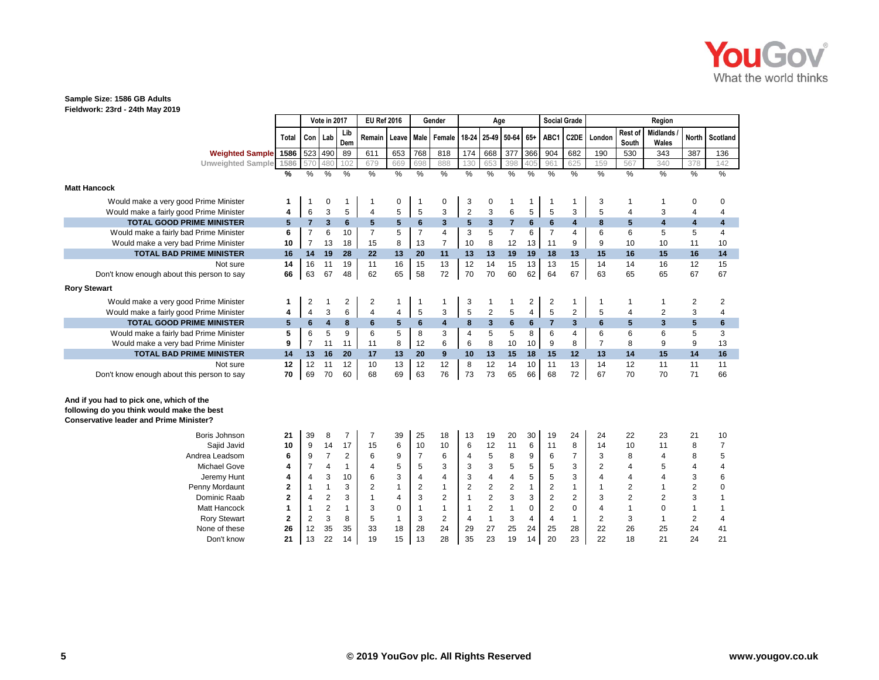**Sample Size: 1586 GB Adults**
**Fieldwork: 23rd - 24th May 2019**

| | | Vote in 2017 | | | EU Ref 2016 | | Gender | | Age | | | | Social Grade | | Region | | | | |
|---|---|---|---|---|---|---|---|---|---|---|---|---|---|---|---|---|---|---|---|
| | Total | Con | Lab | Lib Dem | Remain | Leave | Male | Female | 18-24 | 25-49 | 50-64 | 65+ | ABC1 | C2DE | London | Rest of South | Midlands / Wales | North | Scotland |
| **Weighted Sample** | 1586 | 523 | 490 | 89 | 611 | 653 | 768 | 818 | 174 | 668 | 377 | 366 | 904 | 682 | 190 | 530 | 343 | 387 | 136 |
| Unweighted Sample | 1586 | 570 | 480 | 102 | 679 | 669 | 698 | 888 | 130 | 653 | 398 | 405 | 961 | 625 | 159 | 567 | 340 | 378 | 142 |
| | % | % | % | % | % | % | % | % | % | % | % | % | % | % | % | % | % | % | % |
| **Matt Hancock** | | | | | | | | | | | | | | | | | | | |
| Would make a very good Prime Minister | 1 | 1 | 0 | 1 | 1 | 0 | 1 | 0 | 3 | 0 | 1 | 1 | 1 | 1 | 3 | 1 | 1 | 0 | 0 |
| Would make a fairly good Prime Minister | 4 | 6 | 3 | 5 | 4 | 5 | 5 | 3 | 2 | 3 | 6 | 5 | 5 | 3 | 5 | 4 | 3 | 4 | 4 |
| **TOTAL GOOD PRIME MINISTER** | **5** | **7** | **3** | **6** | **5** | **5** | **6** | **3** | **5** | **3** | **7** | **6** | **6** | **4** | **8** | **5** | **4** | **4** | **4** |
| Would make a fairly bad Prime Minister | 6 | 7 | 6 | 10 | 7 | 5 | 7 | 4 | 3 | 5 | 7 | 6 | 7 | 4 | 6 | 6 | 5 | 5 | 4 |
| Would make a very bad Prime Minister | 10 | 7 | 13 | 18 | 15 | 8 | 13 | 7 | 10 | 8 | 12 | 13 | 11 | 9 | 9 | 10 | 10 | 11 | 10 |
| **TOTAL BAD PRIME MINISTER** | **16** | **14** | **19** | **28** | **22** | **13** | **20** | **11** | **13** | **13** | **19** | **19** | **18** | **13** | **15** | **16** | **15** | **16** | **14** |
| Not sure | 14 | 16 | 11 | 19 | 11 | 16 | 15 | 13 | 12 | 14 | 15 | 13 | 13 | 15 | 14 | 14 | 16 | 12 | 15 |
| Don't know enough about this person to say | 66 | 63 | 67 | 48 | 62 | 65 | 58 | 72 | 70 | 70 | 60 | 62 | 64 | 67 | 63 | 65 | 65 | 67 | 67 |
| **Rory Stewart** | | | | | | | | | | | | | | | | | | | |
| Would make a very good Prime Minister | 1 | 2 | 1 | 2 | 2 | 1 | 1 | 1 | 3 | 1 | 1 | 2 | 2 | 1 | 1 | 1 | 1 | 2 | 2 |
| Would make a fairly good Prime Minister | 4 | 4 | 3 | 6 | 4 | 4 | 5 | 3 | 5 | 2 | 5 | 4 | 5 | 2 | 5 | 4 | 2 | 3 | 4 |
| **TOTAL GOOD PRIME MINISTER** | **5** | **6** | **4** | **8** | **6** | **5** | **6** | **4** | **8** | **3** | **6** | **6** | **7** | **3** | **6** | **5** | **3** | **5** | **6** |
| Would make a fairly bad Prime Minister | 5 | 6 | 5 | 9 | 6 | 5 | 8 | 3 | 4 | 5 | 5 | 8 | 6 | 4 | 6 | 6 | 6 | 5 | 3 |
| Would make a very bad Prime Minister | 9 | 7 | 11 | 11 | 11 | 8 | 12 | 6 | 6 | 8 | 10 | 10 | 9 | 8 | 7 | 8 | 9 | 9 | 13 |
| **TOTAL BAD PRIME MINISTER** | **14** | **13** | **16** | **20** | **17** | **13** | **20** | **9** | **10** | **13** | **15** | **18** | **15** | **12** | **13** | **14** | **15** | **14** | **16** |
| Not sure | 12 | 12 | 11 | 12 | 10 | 13 | 12 | 12 | 8 | 12 | 14 | 10 | 11 | 13 | 14 | 12 | 11 | 11 | 11 |
| Don't know enough about this person to say | 70 | 69 | 70 | 60 | 68 | 69 | 63 | 76 | 73 | 73 | 65 | 66 | 68 | 72 | 67 | 70 | 70 | 71 | 66 |
| **And if you had to pick one, which of the following do you think would make the best Conservative leader and Prime Minister?** | | | | | | | | | | | | | | | | | | | |
| Boris Johnson | 21 | 39 | 8 | 7 | 7 | 39 | 25 | 18 | 13 | 19 | 20 | 30 | 19 | 24 | 24 | 22 | 23 | 21 | 10 |
| Sajid Javid | 10 | 9 | 14 | 17 | 15 | 6 | 10 | 10 | 6 | 12 | 11 | 6 | 11 | 8 | 14 | 10 | 11 | 8 | 7 |
| Andrea Leadsom | 6 | 9 | 7 | 2 | 6 | 9 | 7 | 6 | 4 | 5 | 8 | 9 | 6 | 7 | 3 | 8 | 4 | 8 | 5 |
| Michael Gove | 4 | 7 | 4 | 1 | 4 | 5 | 5 | 3 | 3 | 3 | 5 | 5 | 5 | 3 | 2 | 4 | 5 | 4 | 4 |
| Jeremy Hunt | 4 | 4 | 3 | 10 | 6 | 3 | 4 | 4 | 3 | 4 | 4 | 5 | 5 | 3 | 4 | 4 | 4 | 3 | 6 |
| Penny Mordaunt | 2 | 1 | 1 | 3 | 2 | 1 | 2 | 1 | 2 | 2 | 2 | 1 | 2 | 1 | 1 | 2 | 1 | 2 | 0 |
| Dominic Raab | 2 | 4 | 2 | 3 | 1 | 4 | 3 | 2 | 1 | 2 | 3 | 3 | 2 | 2 | 3 | 2 | 2 | 3 | 1 |
| Matt Hancock | 1 | 1 | 2 | 1 | 3 | 0 | 1 | 1 | 1 | 2 | 1 | 0 | 2 | 0 | 4 | 1 | 0 | 1 | 1 |
| Rory Stewart | 2 | 2 | 3 | 8 | 5 | 1 | 3 | 2 | 4 | 1 | 3 | 4 | 4 | 1 | 2 | 3 | 1 | 2 | 4 |
| None of these | 26 | 12 | 35 | 35 | 33 | 18 | 28 | 24 | 29 | 27 | 25 | 24 | 25 | 28 | 22 | 26 | 25 | 24 | 41 |
| Don't know | 21 | 13 | 22 | 14 | 19 | 15 | 13 | 28 | 35 | 23 | 19 | 14 | 20 | 23 | 22 | 18 | 21 | 24 | 21 |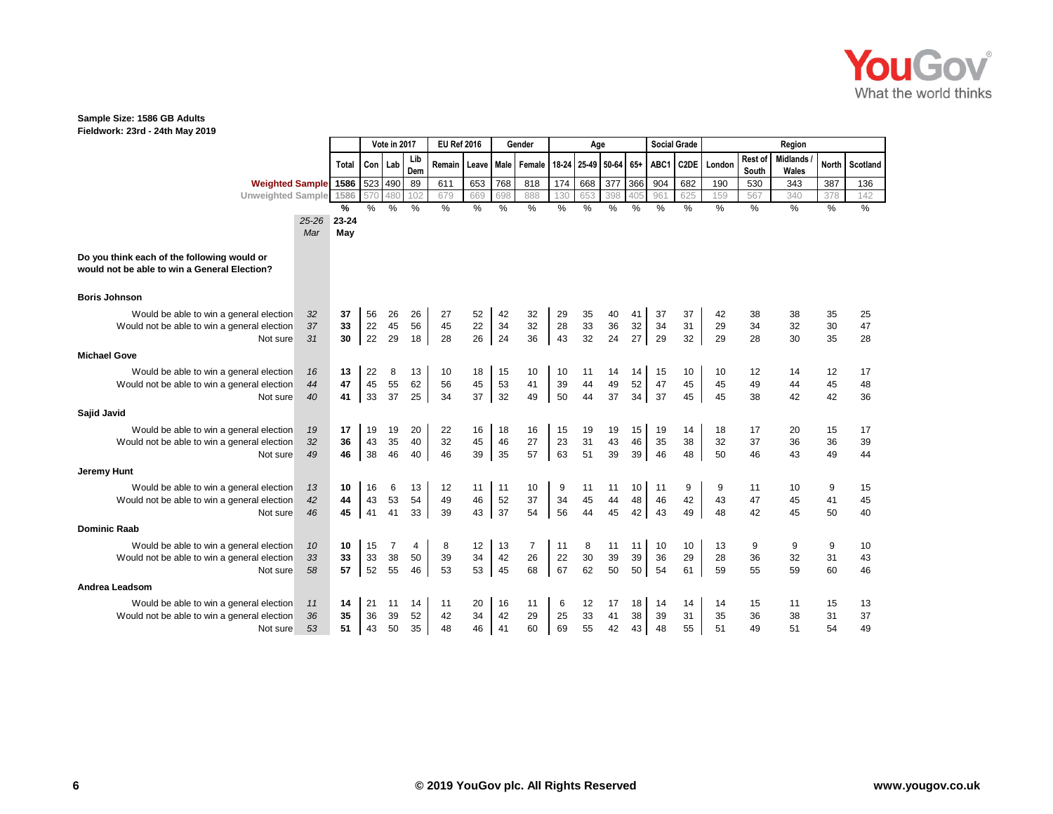**Sample Size: 1586 GB Adults**
**Fieldwork: 23rd - 24th May 2019**

| | | | Vote in 2017 | | | EU Ref 2016 | | Gender | | Age | | | | Social Grade | | Region | | | | |
|---|---|---|---|---|---|---|---|---|---|---|---|---|---|---|---|---|---|---|---|---|
| | | Total | Con | Lab | Lib Dem | Remain | Leave | Male | Female | 18-24 | 25-49 | 50-64 | 65+ | ABC1 | C2DE | London | Rest of South | Midlands / Wales | North | Scotland |
| Weighted Sample | | 1586 | 523 | 490 | 89 | 611 | 653 | 768 | 818 | 174 | 668 | 377 | 366 | 904 | 682 | 190 | 530 | 343 | 387 | 136 |
| Unweighted Sample | | 1586 | 570 | 480 | 102 | 679 | 669 | 698 | 888 | 130 | 653 | 398 | 405 | 961 | 625 | 159 | 567 | 340 | 378 | 142 |
| | 25-26 Mar | 23-24 May | % | % | % | % | % | % | % | % | % | % | % | % | % | % | % | % | % | % |
| **Do you think each of the following would or would not be able to win a General Election?** | | | | | | | | | | | | | | | | | | | | |
| **Boris Johnson** | | | | | | | | | | | | | | | | | | | | |
| Would be able to win a general election | 32 | 37 | 56 | 26 | 26 | 27 | 52 | 42 | 32 | 29 | 35 | 40 | 41 | 37 | 37 | 42 | 38 | 38 | 35 | 25 |
| Would not be able to win a general election | 37 | 33 | 22 | 45 | 56 | 45 | 22 | 34 | 32 | 28 | 33 | 36 | 32 | 34 | 31 | 29 | 34 | 32 | 30 | 47 |
| Not sure | 31 | 30 | 22 | 29 | 18 | 28 | 26 | 24 | 36 | 43 | 32 | 24 | 27 | 29 | 32 | 29 | 28 | 30 | 35 | 28 |
| **Michael Gove** | | | | | | | | | | | | | | | | | | | | |
| Would be able to win a general election | 16 | 13 | 22 | 8 | 13 | 10 | 18 | 15 | 10 | 10 | 11 | 14 | 14 | 15 | 10 | 10 | 12 | 14 | 12 | 17 |
| Would not be able to win a general election | 44 | 47 | 45 | 55 | 62 | 56 | 45 | 53 | 41 | 39 | 44 | 49 | 52 | 47 | 45 | 45 | 49 | 44 | 45 | 48 |
| Not sure | 40 | 41 | 33 | 37 | 25 | 34 | 37 | 32 | 49 | 50 | 44 | 37 | 34 | 37 | 45 | 45 | 38 | 42 | 42 | 36 |
| **Sajid Javid** | | | | | | | | | | | | | | | | | | | | |
| Would be able to win a general election | 19 | 17 | 19 | 19 | 20 | 22 | 16 | 18 | 16 | 15 | 19 | 19 | 15 | 19 | 14 | 18 | 17 | 20 | 15 | 17 |
| Would not be able to win a general election | 32 | 36 | 43 | 35 | 40 | 32 | 45 | 46 | 27 | 23 | 31 | 43 | 46 | 35 | 38 | 32 | 37 | 36 | 36 | 39 |
| Not sure | 49 | 46 | 38 | 46 | 40 | 46 | 39 | 35 | 57 | 63 | 51 | 39 | 39 | 46 | 48 | 50 | 46 | 43 | 49 | 44 |
| **Jeremy Hunt** | | | | | | | | | | | | | | | | | | | | |
| Would be able to win a general election | 13 | 10 | 16 | 6 | 13 | 12 | 11 | 11 | 10 | 9 | 11 | 11 | 10 | 11 | 9 | 9 | 11 | 10 | 9 | 15 |
| Would not be able to win a general election | 42 | 44 | 43 | 53 | 54 | 49 | 46 | 52 | 37 | 34 | 45 | 44 | 48 | 46 | 42 | 43 | 47 | 45 | 41 | 45 |
| Not sure | 46 | 45 | 41 | 41 | 33 | 39 | 43 | 37 | 54 | 56 | 44 | 45 | 42 | 43 | 49 | 48 | 42 | 45 | 50 | 40 |
| **Dominic Raab** | | | | | | | | | | | | | | | | | | | | |
| Would be able to win a general election | 10 | 10 | 15 | 7 | 4 | 8 | 12 | 13 | 7 | 11 | 8 | 11 | 11 | 10 | 10 | 13 | 9 | 9 | 9 | 10 |
| Would not be able to win a general election | 33 | 33 | 33 | 38 | 50 | 39 | 34 | 42 | 26 | 22 | 30 | 39 | 39 | 36 | 29 | 28 | 36 | 32 | 31 | 43 |
| Not sure | 58 | 57 | 52 | 55 | 46 | 53 | 53 | 45 | 68 | 67 | 62 | 50 | 50 | 54 | 61 | 59 | 55 | 59 | 60 | 46 |
| **Andrea Leadsom** | | | | | | | | | | | | | | | | | | | | |
| Would be able to win a general election | 11 | 14 | 21 | 11 | 14 | 11 | 20 | 16 | 11 | 6 | 12 | 17 | 18 | 14 | 14 | 14 | 15 | 11 | 15 | 13 |
| Would not be able to win a general election | 36 | 35 | 36 | 39 | 52 | 42 | 34 | 42 | 29 | 25 | 33 | 41 | 38 | 39 | 31 | 35 | 36 | 38 | 31 | 37 |
| Not sure | 53 | 51 | 43 | 50 | 35 | 48 | 46 | 41 | 60 | 69 | 55 | 42 | 43 | 48 | 55 | 51 | 49 | 51 | 54 | 49 |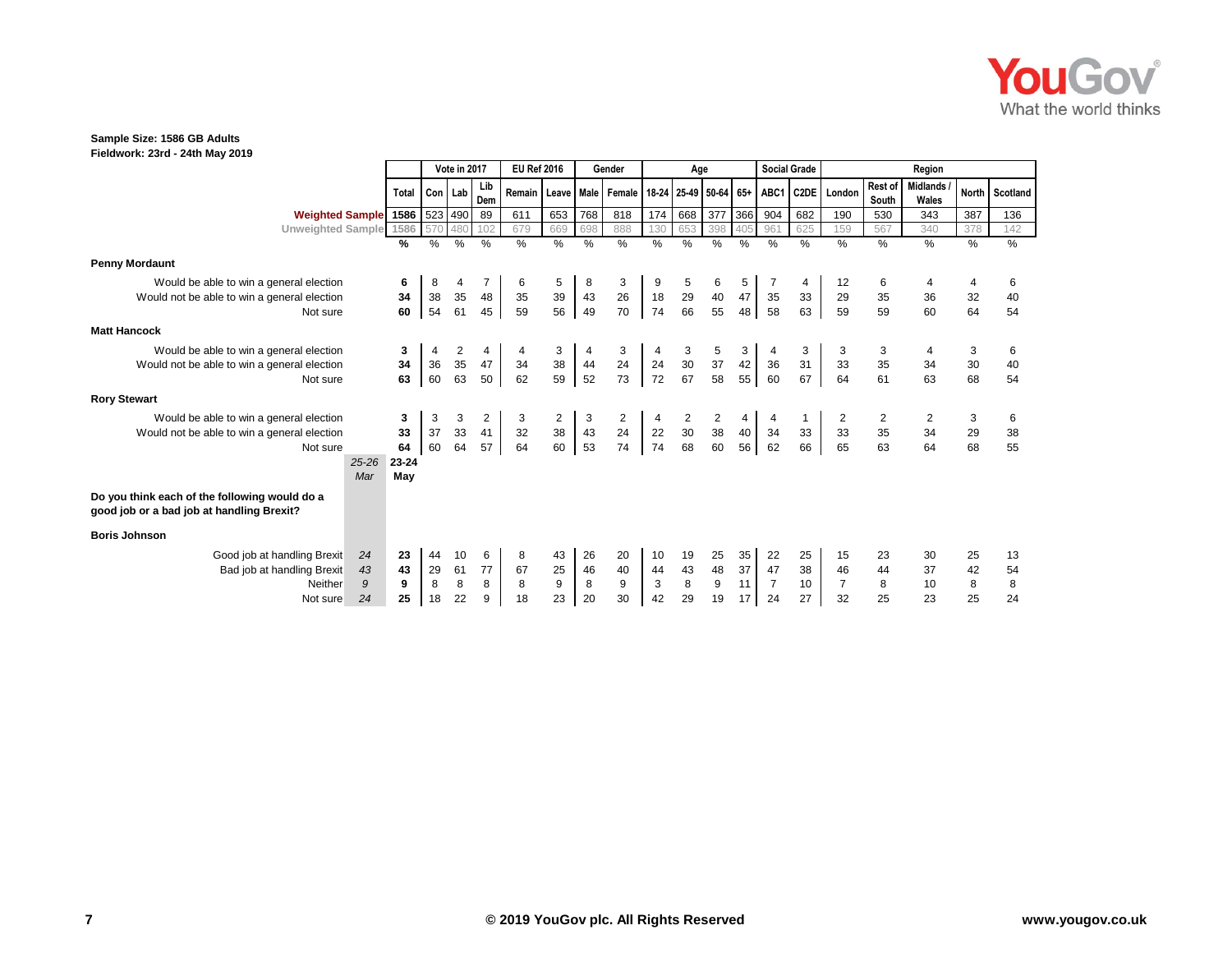**Sample Size: 1586 GB Adults**
**Fieldwork: 23rd - 24th May 2019**

| | | | Vote in 2017 | | | EU Ref 2016 | | Gender | | Age | | | | Social Grade | | Region | | | | |
|---|---|---|---|---|---|---|---|---|---|---|---|---|---|---|---|---|---|---|---|---|
| | | Total | Con | Lab | Lib Dem | Remain | Leave | Male | Female | 18-24 | 25-49 | 50-64 | 65+ | ABC1 | C2DE | London | Rest of South | Midlands / Wales | North | Scotland |
| Weighted Sample | | 1586 | 523 | 490 | 89 | 611 | 653 | 768 | 818 | 174 | 668 | 377 | 366 | 904 | 682 | 190 | 530 | 343 | 387 | 136 |
| Unweighted Sample | | 1586 | 570 | 480 | 102 | 679 | 669 | 698 | 888 | 130 | 653 | 398 | 405 | 961 | 625 | 159 | 567 | 340 | 378 | 142 |
| | | % | % | % | % | % | % | % | % | % | % | % | % | % | % | % | % | % | % | % |
| **Penny Mordaunt** | | | | | | | | | | | | | | | | | | | | |
| Would be able to win a general election | | **6** | 8 | 4 | 7 | 6 | 5 | 8 | 3 | 9 | 5 | 6 | 5 | 7 | 4 | 12 | 6 | 4 | 4 | 6 |
| Would not be able to win a general election | | **34** | 38 | 35 | 48 | 35 | 39 | 43 | 26 | 18 | 29 | 40 | 47 | 35 | 33 | 29 | 35 | 36 | 32 | 40 |
| Not sure | | **60** | 54 | 61 | 45 | 59 | 56 | 49 | 70 | 74 | 66 | 55 | 48 | 58 | 63 | 59 | 59 | 60 | 64 | 54 |
| **Matt Hancock** | | | | | | | | | | | | | | | | | | | | |
| Would be able to win a general election | | **3** | 4 | 2 | 4 | 4 | 3 | 4 | 3 | 4 | 3 | 5 | 3 | 4 | 3 | 3 | 3 | 4 | 3 | 6 |
| Would not be able to win a general election | | **34** | 36 | 35 | 47 | 34 | 38 | 44 | 24 | 24 | 30 | 37 | 42 | 36 | 31 | 33 | 35 | 34 | 30 | 40 |
| Not sure | | **63** | 60 | 63 | 50 | 62 | 59 | 52 | 73 | 72 | 67 | 58 | 55 | 60 | 67 | 64 | 61 | 63 | 68 | 54 |
| **Rory Stewart** | | | | | | | | | | | | | | | | | | | | |
| Would be able to win a general election | | **3** | 3 | 3 | 2 | 3 | 2 | 3 | 2 | 4 | 2 | 2 | 4 | 4 | 1 | 2 | 2 | 2 | 3 | 6 |
| Would not be able to win a general election | | **33** | 37 | 33 | 41 | 32 | 38 | 43 | 24 | 22 | 30 | 38 | 40 | 34 | 33 | 33 | 35 | 34 | 29 | 38 |
| Not sure | | **64** | 60 | 64 | 57 | 64 | 60 | 53 | 74 | 74 | 68 | 60 | 56 | 62 | 66 | 65 | 63 | 64 | 68 | 55 |
| | *25-26 Mar* | **23-24 May** | | | | | | | | | | | | | | | | | | |
| **Do you think each of the following would do a good job or a bad job at handling Brexit?** | | | | | | | | | | | | | | | | | | | | |
| **Boris Johnson** | | | | | | | | | | | | | | | | | | | | |
| Good job at handling Brexit | *24* | **23** | 44 | 10 | 6 | 8 | 43 | 26 | 20 | 10 | 19 | 25 | 35 | 22 | 25 | 15 | 23 | 30 | 25 | 13 |
| Bad job at handling Brexit | *43* | **43** | 29 | 61 | 77 | 67 | 25 | 46 | 40 | 44 | 43 | 48 | 37 | 47 | 38 | 46 | 44 | 37 | 42 | 54 |
| Neither | *9* | **9** | 8 | 8 | 8 | 8 | 9 | 8 | 9 | 3 | 8 | 9 | 11 | 7 | 10 | 7 | 8 | 10 | 8 | 8 |
| Not sure | *24* | **25** | 18 | 22 | 9 | 18 | 23 | 20 | 30 | 42 | 29 | 19 | 17 | 24 | 27 | 32 | 25 | 23 | 25 | 24 |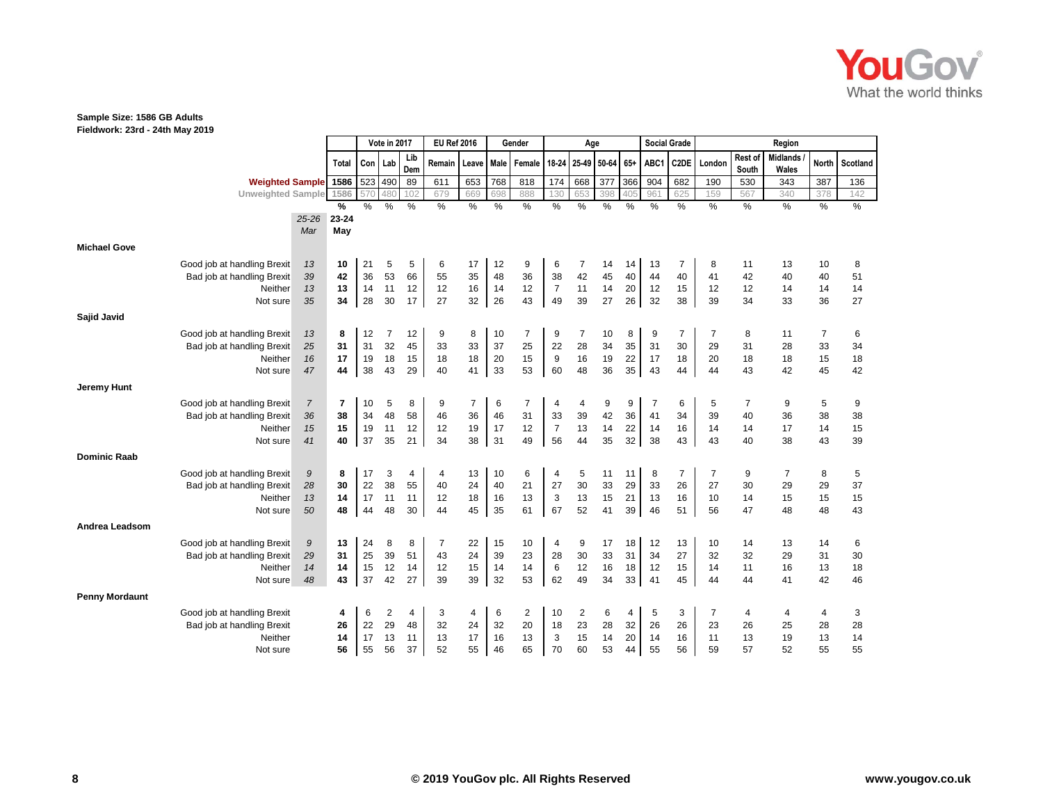**Sample Size: 1586 GB Adults**
**Fieldwork: 23rd - 24th May 2019**

| | | | Vote in 2017 | | | EU Ref 2016 | | Gender | | Age | | | | Social Grade | | Region | | | | |
|---|---|---|---|---|---|---|---|---|---|---|---|---|---|---|---|---|---|---|---|---|
| | | Total | Con | Lab | Lib Dem | Remain | Leave | Male | Female | 18-24 | 25-49 | 50-64 | 65+ | ABC1 | C2DE | London | Rest of South | Midlands / Wales | North | Scotland |
| Weighted Sample | | 1586 | 523 | 490 | 89 | 611 | 653 | 768 | 818 | 174 | 668 | 377 | 366 | 904 | 682 | 190 | 530 | 343 | 387 | 136 |
| Unweighted Sample | | 1586 | 570 | 480 | 102 | 679 | 669 | 698 | 888 | 130 | 653 | 398 | 405 | 961 | 625 | 159 | 567 | 340 | 378 | 142 |
| | | % | % | % | % | % | % | % | % | % | % | % | % | % | % | % | % | % | % | % |
| | *25-26 Mar* | **23-24 May** | | | | | | | | | | | | | | | | | | |
| **Michael Gove** | | | | | | | | | | | | | | | | | | | | |
| Good job at handling Brexit | *13* | **10** | 21 | 5 | 5 | 6 | 17 | 12 | 9 | 6 | 7 | 14 | 14 | 13 | 7 | 8 | 11 | 13 | 10 | 8 |
| Bad job at handling Brexit | *39* | **42** | 36 | 53 | 66 | 55 | 35 | 48 | 36 | 38 | 42 | 45 | 40 | 44 | 40 | 41 | 42 | 40 | 40 | 51 |
| Neither | *13* | **13** | 14 | 11 | 12 | 12 | 16 | 14 | 12 | 7 | 11 | 14 | 20 | 12 | 15 | 12 | 12 | 14 | 14 | 14 |
| Not sure | *35* | **34** | 28 | 30 | 17 | 27 | 32 | 26 | 43 | 49 | 39 | 27 | 26 | 32 | 38 | 39 | 34 | 33 | 36 | 27 |
| **Sajid Javid** | | | | | | | | | | | | | | | | | | | | |
| Good job at handling Brexit | *13* | **8** | 12 | 7 | 12 | 9 | 8 | 10 | 7 | 9 | 7 | 10 | 8 | 9 | 7 | 7 | 8 | 11 | 7 | 6 |
| Bad job at handling Brexit | *25* | **31** | 31 | 32 | 45 | 33 | 33 | 37 | 25 | 22 | 28 | 34 | 35 | 31 | 30 | 29 | 31 | 28 | 33 | 34 |
| Neither | *16* | **17** | 19 | 18 | 15 | 18 | 18 | 20 | 15 | 9 | 16 | 19 | 22 | 17 | 18 | 20 | 18 | 18 | 15 | 18 |
| Not sure | *47* | **44** | 38 | 43 | 29 | 40 | 41 | 33 | 53 | 60 | 48 | 36 | 35 | 43 | 44 | 44 | 43 | 42 | 45 | 42 |
| **Jeremy Hunt** | | | | | | | | | | | | | | | | | | | | |
| Good job at handling Brexit | *7* | **7** | 10 | 5 | 8 | 9 | 7 | 6 | 7 | 4 | 4 | 9 | 9 | 7 | 6 | 5 | 7 | 9 | 5 | 9 |
| Bad job at handling Brexit | *36* | **38** | 34 | 48 | 58 | 46 | 36 | 46 | 31 | 33 | 39 | 42 | 36 | 41 | 34 | 39 | 40 | 36 | 38 | 38 |
| Neither | *15* | **15** | 19 | 11 | 12 | 12 | 19 | 17 | 12 | 7 | 13 | 14 | 22 | 14 | 16 | 14 | 14 | 17 | 14 | 15 |
| Not sure | *41* | **40** | 37 | 35 | 21 | 34 | 38 | 31 | 49 | 56 | 44 | 35 | 32 | 38 | 43 | 43 | 40 | 38 | 43 | 39 |
| **Dominic Raab** | | | | | | | | | | | | | | | | | | | | |
| Good job at handling Brexit | *9* | **8** | 17 | 3 | 4 | 4 | 13 | 10 | 6 | 4 | 5 | 11 | 11 | 8 | 7 | 7 | 9 | 7 | 8 | 5 |
| Bad job at handling Brexit | *28* | **30** | 22 | 38 | 55 | 40 | 24 | 40 | 21 | 27 | 30 | 33 | 29 | 33 | 26 | 27 | 30 | 29 | 29 | 37 |
| Neither | *13* | **14** | 17 | 11 | 11 | 12 | 18 | 16 | 13 | 3 | 13 | 15 | 21 | 13 | 16 | 10 | 14 | 15 | 15 | 15 |
| Not sure | *50* | **48** | 44 | 48 | 30 | 44 | 45 | 35 | 61 | 67 | 52 | 41 | 39 | 46 | 51 | 56 | 47 | 48 | 48 | 43 |
| **Andrea Leadsom** | | | | | | | | | | | | | | | | | | | | |
| Good job at handling Brexit | *9* | **13** | 24 | 8 | 8 | 7 | 22 | 15 | 10 | 4 | 9 | 17 | 18 | 12 | 13 | 10 | 14 | 13 | 14 | 6 |
| Bad job at handling Brexit | *29* | **31** | 25 | 39 | 51 | 43 | 24 | 39 | 23 | 28 | 30 | 33 | 31 | 34 | 27 | 32 | 32 | 29 | 31 | 30 |
| Neither | *14* | **14** | 15 | 12 | 14 | 12 | 15 | 14 | 14 | 6 | 12 | 16 | 18 | 12 | 15 | 14 | 11 | 16 | 13 | 18 |
| Not sure | *48* | **43** | 37 | 42 | 27 | 39 | 39 | 32 | 53 | 62 | 49 | 34 | 33 | 41 | 45 | 44 | 44 | 41 | 42 | 46 |
| **Penny Mordaunt** | | | | | | | | | | | | | | | | | | | | |
| Good job at handling Brexit | | **4** | 6 | 2 | 4 | 3 | 4 | 6 | 2 | 10 | 2 | 6 | 4 | 5 | 3 | 7 | 4 | 4 | 4 | 3 |
| Bad job at handling Brexit | | **26** | 22 | 29 | 48 | 32 | 24 | 32 | 20 | 18 | 23 | 28 | 32 | 26 | 26 | 23 | 26 | 25 | 28 | 28 |
| Neither | | **14** | 17 | 13 | 11 | 13 | 17 | 16 | 13 | 3 | 15 | 14 | 20 | 14 | 16 | 11 | 13 | 19 | 13 | 14 |
| Not sure | | **56** | 55 | 56 | 37 | 52 | 55 | 46 | 65 | 70 | 60 | 53 | 44 | 55 | 56 | 59 | 57 | 52 | 55 | 55 |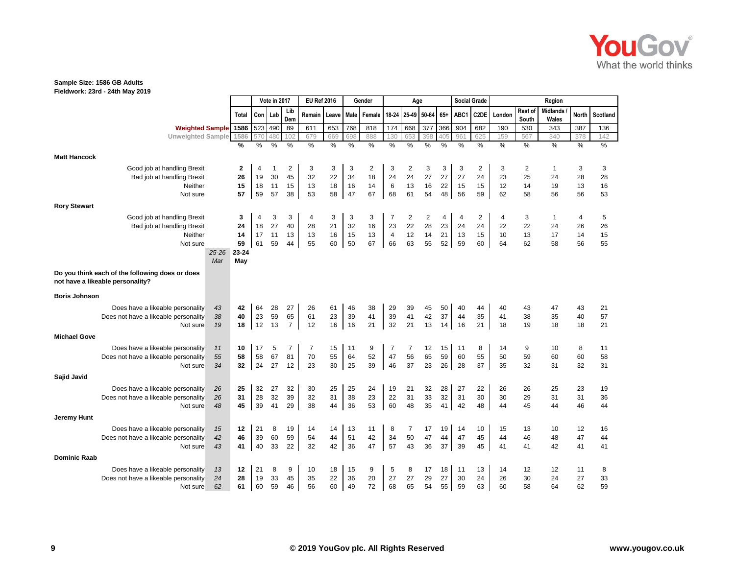**Sample Size: 1586 GB Adults**
**Fieldwork: 23rd - 24th May 2019**

| | | Total | Vote in 2017 | | | EU Ref 2016 | | Gender | | Age | | | | Social Grade | | Region | | | | |
|---|---|---|---|---|---|---|---|---|---|---|---|---|---|---|---|---|---|---|---|---|
| | | | Con | Lab | Lib Dem | Remain | Leave | Male | Female | 18-24 | 25-49 | 50-64 | 65+ | ABC1 | C2DE | London | Rest of South | Midlands / Wales | North | Scotland |
| Weighted Sample | | 1586 | 523 | 490 | 89 | 611 | 653 | 768 | 818 | 174 | 668 | 377 | 366 | 904 | 682 | 190 | 530 | 343 | 387 | 136 |
| Unweighted Sample | | 1586 | 570 | 480 | 102 | 679 | 669 | 698 | 888 | 130 | 653 | 398 | 405 | 961 | 625 | 159 | 567 | 340 | 378 | 142 |
| | | % | % | % | % | % | % | % | % | % | % | % | % | % | % | % | % | % | % | % |
| **Matt Hancock** | | | | | | | | | | | | | | | | | | | | |
| Good job at handling Brexit | | 2 | 4 | 1 | 2 | 3 | 3 | 3 | 2 | 3 | 2 | 3 | 3 | 3 | 2 | 3 | 2 | 1 | 3 | 3 |
| Bad job at handling Brexit | | 26 | 19 | 30 | 45 | 32 | 22 | 34 | 18 | 24 | 24 | 27 | 27 | 27 | 24 | 23 | 25 | 24 | 28 | 28 |
| Neither | | 15 | 18 | 11 | 15 | 13 | 18 | 16 | 14 | 6 | 13 | 16 | 22 | 15 | 15 | 12 | 14 | 19 | 13 | 16 |
| Not sure | | 57 | 59 | 57 | 38 | 53 | 58 | 47 | 67 | 68 | 61 | 54 | 48 | 56 | 59 | 62 | 58 | 56 | 56 | 53 |
| **Rory Stewart** | | | | | | | | | | | | | | | | | | | | |
| Good job at handling Brexit | | 3 | 4 | 3 | 3 | 4 | 3 | 3 | 3 | 7 | 2 | 2 | 4 | 4 | 2 | 4 | 3 | 1 | 4 | 5 |
| Bad job at handling Brexit | | 24 | 18 | 27 | 40 | 28 | 21 | 32 | 16 | 23 | 22 | 28 | 23 | 24 | 24 | 22 | 22 | 24 | 26 | 26 |
| Neither | | 14 | 17 | 11 | 13 | 13 | 16 | 15 | 13 | 4 | 12 | 14 | 21 | 13 | 15 | 10 | 13 | 17 | 14 | 15 |
| Not sure | | 59 | 61 | 59 | 44 | 55 | 60 | 50 | 67 | 66 | 63 | 55 | 52 | 59 | 60 | 64 | 62 | 58 | 56 | 55 |
| | *25-26 Mar* | 23-24 May | | | | | | | | | | | | | | | | | | |
| **Do you think each of the following does or does not have a likeable personality?** | | | | | | | | | | | | | | | | | | | | |
| **Boris Johnson** | | | | | | | | | | | | | | | | | | | | |
| Does have a likeable personality | *43* | 42 | 64 | 28 | 27 | 26 | 61 | 46 | 38 | 29 | 39 | 45 | 50 | 40 | 44 | 40 | 43 | 47 | 43 | 21 |
| Does not have a likeable personality | *38* | 40 | 23 | 59 | 65 | 61 | 23 | 39 | 41 | 39 | 41 | 42 | 37 | 44 | 35 | 41 | 38 | 35 | 40 | 57 |
| Not sure | *19* | 18 | 12 | 13 | 7 | 12 | 16 | 16 | 21 | 32 | 21 | 13 | 14 | 16 | 21 | 18 | 19 | 18 | 18 | 21 |
| **Michael Gove** | | | | | | | | | | | | | | | | | | | | |
| Does have a likeable personality | *11* | 10 | 17 | 5 | 7 | 7 | 15 | 11 | 9 | 7 | 7 | 12 | 15 | 11 | 8 | 14 | 9 | 10 | 8 | 11 |
| Does not have a likeable personality | *55* | 58 | 58 | 67 | 81 | 70 | 55 | 64 | 52 | 47 | 56 | 65 | 59 | 60 | 55 | 50 | 59 | 60 | 60 | 58 |
| Not sure | *34* | 32 | 24 | 27 | 12 | 23 | 30 | 25 | 39 | 46 | 37 | 23 | 26 | 28 | 37 | 35 | 32 | 31 | 32 | 31 |
| **Sajid Javid** | | | | | | | | | | | | | | | | | | | | |
| Does have a likeable personality | *26* | 25 | 32 | 27 | 32 | 30 | 25 | 25 | 24 | 19 | 21 | 32 | 28 | 27 | 22 | 26 | 26 | 25 | 23 | 19 |
| Does not have a likeable personality | *26* | 31 | 28 | 32 | 39 | 32 | 31 | 38 | 23 | 22 | 31 | 33 | 32 | 31 | 30 | 30 | 29 | 31 | 31 | 36 |
| Not sure | *48* | 45 | 39 | 41 | 29 | 38 | 44 | 36 | 53 | 60 | 48 | 35 | 41 | 42 | 48 | 44 | 45 | 44 | 46 | 44 |
| **Jeremy Hunt** | | | | | | | | | | | | | | | | | | | | |
| Does have a likeable personality | *15* | 12 | 21 | 8 | 19 | 14 | 14 | 13 | 11 | 8 | 7 | 17 | 19 | 14 | 10 | 15 | 13 | 10 | 12 | 16 |
| Does not have a likeable personality | *42* | 46 | 39 | 60 | 59 | 54 | 44 | 51 | 42 | 34 | 50 | 47 | 44 | 47 | 45 | 44 | 46 | 48 | 47 | 44 |
| Not sure | *43* | 41 | 40 | 33 | 22 | 32 | 42 | 36 | 47 | 57 | 43 | 36 | 37 | 39 | 45 | 41 | 41 | 42 | 41 | 41 |
| **Dominic Raab** | | | | | | | | | | | | | | | | | | | | |
| Does have a likeable personality | *13* | 12 | 21 | 8 | 9 | 10 | 18 | 15 | 9 | 5 | 8 | 17 | 18 | 11 | 13 | 14 | 12 | 12 | 11 | 8 |
| Does not have a likeable personality | *24* | 28 | 19 | 33 | 45 | 35 | 22 | 36 | 20 | 27 | 27 | 29 | 27 | 30 | 24 | 26 | 30 | 24 | 27 | 33 |
| Not sure | *62* | 61 | 60 | 59 | 46 | 56 | 60 | 49 | 72 | 68 | 65 | 54 | 55 | 59 | 63 | 60 | 58 | 64 | 62 | 59 |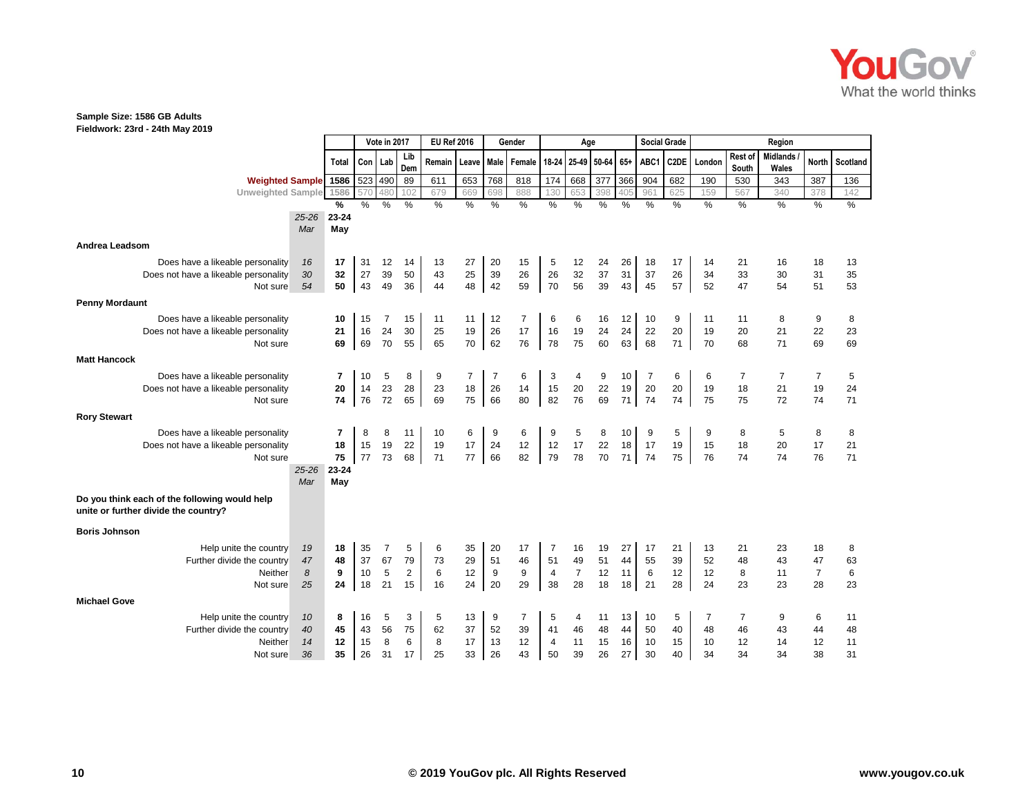Sample Size: 1586 GB Adults
Fieldwork: 23rd - 24th May 2019

| | | | Vote in 2017 | | | EU Ref 2016 | | Gender | | Age | | | | Social Grade | | Region | | | | |
|---|---|---|---|---|---|---|---|---|---|---|---|---|---|---|---|---|---|---|---|---|
| | | Total | Con | Lab | Lib Dem | Remain | Leave | Male | Female | 18-24 | 25-49 | 50-64 | 65+ | ABC1 | C2DE | London | Rest of South | Midlands / Wales | North | Scotland |
| Weighted Sample | | 1586 | 523 | 490 | 89 | 611 | 653 | 768 | 818 | 174 | 668 | 377 | 366 | 904 | 682 | 190 | 530 | 343 | 387 | 136 |
| Unweighted Sample | | 1586 | 570 | 480 | 102 | 679 | 669 | 698 | 888 | 130 | 653 | 398 | 405 | 961 | 625 | 159 | 567 | 340 | 378 | 142 |
| | 25-26 Mar | 23-24 May | % | % | % | % | % | % | % | % | % | % | % | % | % | % | % | % | % | % |
| **Andrea Leadsom** | | | | | | | | | | | | | | | | | | | | |
| Does have a likeable personality | 16 | 17 | 31 | 12 | 14 | 13 | 27 | 20 | 15 | 5 | 12 | 24 | 26 | 18 | 17 | 14 | 21 | 16 | 18 | 13 |
| Does not have a likeable personality | 30 | 32 | 27 | 39 | 50 | 43 | 25 | 39 | 26 | 26 | 32 | 37 | 31 | 37 | 26 | 34 | 33 | 30 | 31 | 35 |
| Not sure | 54 | 50 | 43 | 49 | 36 | 44 | 48 | 42 | 59 | 70 | 56 | 39 | 43 | 45 | 57 | 52 | 47 | 54 | 51 | 53 |
| **Penny Mordaunt** | | | | | | | | | | | | | | | | | | | | |
| Does have a likeable personality | | 10 | 15 | 7 | 15 | 11 | 11 | 12 | 7 | 6 | 6 | 16 | 12 | 10 | 9 | 11 | 11 | 8 | 9 | 8 |
| Does not have a likeable personality | | 21 | 16 | 24 | 30 | 25 | 19 | 26 | 17 | 16 | 19 | 24 | 24 | 22 | 20 | 19 | 20 | 21 | 22 | 23 |
| Not sure | | 69 | 69 | 70 | 55 | 65 | 70 | 62 | 76 | 78 | 75 | 60 | 63 | 68 | 71 | 70 | 68 | 71 | 69 | 69 |
| **Matt Hancock** | | | | | | | | | | | | | | | | | | | | |
| Does have a likeable personality | | 7 | 10 | 5 | 8 | 9 | 7 | 7 | 6 | 3 | 4 | 9 | 10 | 7 | 6 | 6 | 7 | 7 | 7 | 5 |
| Does not have a likeable personality | | 20 | 14 | 23 | 28 | 23 | 18 | 26 | 14 | 15 | 20 | 22 | 19 | 20 | 20 | 19 | 18 | 21 | 19 | 24 |
| Not sure | | 74 | 76 | 72 | 65 | 69 | 75 | 66 | 80 | 82 | 76 | 69 | 71 | 74 | 74 | 75 | 75 | 72 | 74 | 71 |
| **Rory Stewart** | | | | | | | | | | | | | | | | | | | | |
| Does have a likeable personality | | 7 | 8 | 8 | 11 | 10 | 6 | 9 | 6 | 9 | 5 | 8 | 10 | 9 | 5 | 9 | 8 | 5 | 8 | 8 |
| Does not have a likeable personality | | 18 | 15 | 19 | 22 | 19 | 17 | 24 | 12 | 12 | 17 | 22 | 18 | 17 | 19 | 15 | 18 | 20 | 17 | 21 |
| Not sure | | 75 | 77 | 73 | 68 | 71 | 77 | 66 | 82 | 79 | 78 | 70 | 71 | 74 | 75 | 76 | 74 | 74 | 76 | 71 |
| | 25-26 Mar | 23-24 May | | | | | | | | | | | | | | | | | | |
| **Do you think each of the following would help unite or further divide the country?** | | | | | | | | | | | | | | | | | | | | |
| **Boris Johnson** | | | | | | | | | | | | | | | | | | | | |
| Help unite the country | 19 | 18 | 35 | 7 | 5 | 6 | 35 | 20 | 17 | 7 | 16 | 19 | 27 | 17 | 21 | 13 | 21 | 23 | 18 | 8 |
| Further divide the country | 47 | 48 | 37 | 67 | 79 | 73 | 29 | 51 | 46 | 51 | 49 | 51 | 44 | 55 | 39 | 52 | 48 | 43 | 47 | 63 |
| Neither | 8 | 9 | 10 | 5 | 2 | 6 | 12 | 9 | 9 | 4 | 7 | 12 | 11 | 6 | 12 | 12 | 8 | 11 | 7 | 6 |
| Not sure | 25 | 24 | 18 | 21 | 15 | 16 | 24 | 20 | 29 | 38 | 28 | 18 | 18 | 21 | 28 | 24 | 23 | 23 | 28 | 23 |
| **Michael Gove** | | | | | | | | | | | | | | | | | | | | |
| Help unite the country | 10 | 8 | 16 | 5 | 3 | 5 | 13 | 9 | 7 | 5 | 4 | 11 | 13 | 10 | 5 | 7 | 7 | 9 | 6 | 11 |
| Further divide the country | 40 | 45 | 43 | 56 | 75 | 62 | 37 | 52 | 39 | 41 | 46 | 48 | 44 | 50 | 40 | 48 | 46 | 43 | 44 | 48 |
| Neither | 14 | 12 | 15 | 8 | 6 | 8 | 17 | 13 | 12 | 4 | 11 | 15 | 16 | 10 | 15 | 10 | 12 | 14 | 12 | 11 |
| Not sure | 36 | 35 | 26 | 31 | 17 | 25 | 33 | 26 | 43 | 50 | 39 | 26 | 27 | 30 | 40 | 34 | 34 | 34 | 38 | 31 |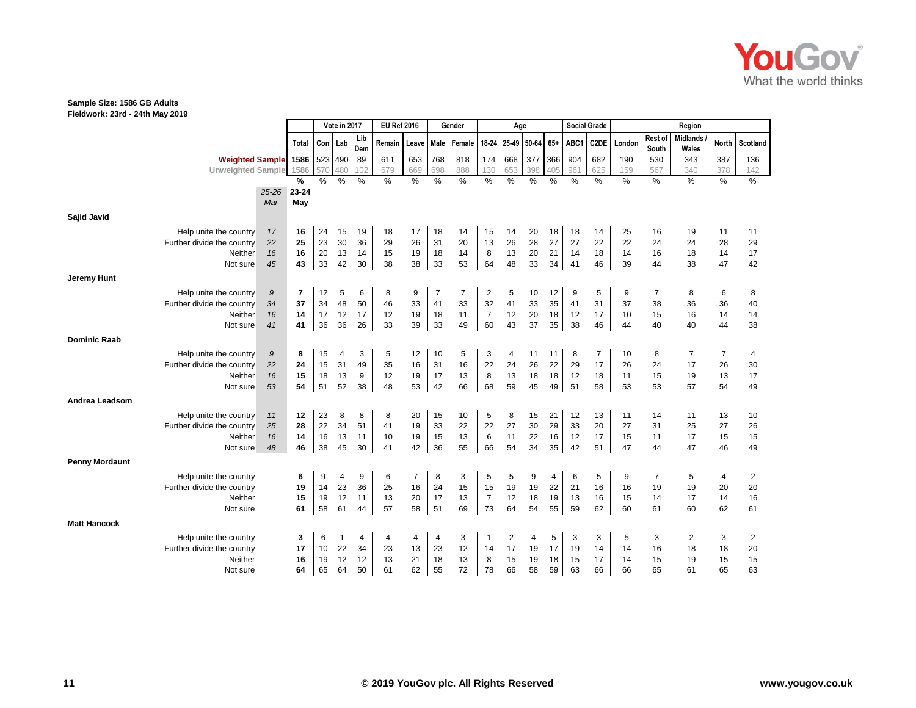**Sample Size: 1586 GB Adults**
**Fieldwork: 23rd - 24th May 2019**

| | | | Vote in 2017 | | | EU Ref 2016 | | Gender | | Age | | | | Social Grade | | Region | | | | |
|---|---|---|---|---|---|---|---|---|---|---|---|---|---|---|---|---|---|---|---|---|
| | | Total | Con | Lab | Lib Dem | Remain | Leave | Male | Female | 18-24 | 25-49 | 50-64 | 65+ | ABC1 | C2DE | London | Rest of South | Midlands / Wales | North | Scotland |
| Weighted Sample | | 1586 | 523 | 490 | 89 | 611 | 653 | 768 | 818 | 174 | 668 | 377 | 366 | 904 | 682 | 190 | 530 | 343 | 387 | 136 |
| Unweighted Sample | | 1586 | 570 | 480 | 102 | 679 | 669 | 698 | 888 | 130 | 653 | 398 | 405 | 961 | 625 | 159 | 567 | 340 | 378 | 142 |
| | | % | % | % | % | % | % | % | % | % | % | % | % | % | % | % | % | % | % | % |
| | 25-26 Mar | 23-24 May | | | | | | | | | | | | | | | | | | |
| **Sajid Javid** | | | | | | | | | | | | | | | | | | | | |
| Help unite the country | 17 | 16 | 24 | 15 | 19 | 18 | 17 | 18 | 14 | 15 | 14 | 20 | 18 | 18 | 14 | 25 | 16 | 19 | 11 | 11 |
| Further divide the country | 22 | 25 | 23 | 30 | 36 | 29 | 26 | 31 | 20 | 13 | 26 | 28 | 27 | 27 | 22 | 22 | 24 | 24 | 28 | 29 |
| Neither | 16 | 16 | 20 | 13 | 14 | 15 | 19 | 18 | 14 | 8 | 13 | 20 | 21 | 14 | 18 | 14 | 16 | 18 | 14 | 17 |
| Not sure | 45 | 43 | 33 | 42 | 30 | 38 | 38 | 33 | 53 | 64 | 48 | 33 | 34 | 41 | 46 | 39 | 44 | 38 | 47 | 42 |
| **Jeremy Hunt** | | | | | | | | | | | | | | | | | | | | |
| Help unite the country | 9 | 7 | 12 | 5 | 6 | 8 | 9 | 7 | 7 | 2 | 5 | 10 | 12 | 9 | 5 | 9 | 7 | 8 | 6 | 8 |
| Further divide the country | 34 | 37 | 34 | 48 | 50 | 46 | 33 | 41 | 33 | 32 | 41 | 33 | 35 | 41 | 31 | 37 | 38 | 36 | 36 | 40 |
| Neither | 16 | 14 | 17 | 12 | 17 | 12 | 19 | 18 | 11 | 7 | 12 | 20 | 18 | 12 | 17 | 10 | 15 | 16 | 14 | 14 |
| Not sure | 41 | 41 | 36 | 36 | 26 | 33 | 39 | 33 | 49 | 60 | 43 | 37 | 35 | 38 | 46 | 44 | 40 | 40 | 44 | 38 |
| **Dominic Raab** | | | | | | | | | | | | | | | | | | | | |
| Help unite the country | 9 | 8 | 15 | 4 | 3 | 5 | 12 | 10 | 5 | 3 | 4 | 11 | 11 | 8 | 7 | 10 | 8 | 7 | 7 | 4 |
| Further divide the country | 22 | 24 | 15 | 31 | 49 | 35 | 16 | 31 | 16 | 22 | 24 | 26 | 22 | 29 | 17 | 26 | 24 | 17 | 26 | 30 |
| Neither | 16 | 15 | 18 | 13 | 9 | 12 | 19 | 17 | 13 | 8 | 13 | 18 | 18 | 12 | 18 | 11 | 15 | 19 | 13 | 17 |
| Not sure | 53 | 54 | 51 | 52 | 38 | 48 | 53 | 42 | 66 | 68 | 59 | 45 | 49 | 51 | 58 | 53 | 53 | 57 | 54 | 49 |
| **Andrea Leadsom** | | | | | | | | | | | | | | | | | | | | |
| Help unite the country | 11 | 12 | 23 | 8 | 8 | 8 | 20 | 15 | 10 | 5 | 8 | 15 | 21 | 12 | 13 | 11 | 14 | 11 | 13 | 10 |
| Further divide the country | 25 | 28 | 22 | 34 | 51 | 41 | 19 | 33 | 22 | 22 | 27 | 30 | 29 | 33 | 20 | 27 | 31 | 25 | 27 | 26 |
| Neither | 16 | 14 | 16 | 13 | 11 | 10 | 19 | 15 | 13 | 6 | 11 | 22 | 16 | 12 | 17 | 15 | 11 | 17 | 15 | 15 |
| Not sure | 48 | 46 | 38 | 45 | 30 | 41 | 42 | 36 | 55 | 66 | 54 | 34 | 35 | 42 | 51 | 47 | 44 | 47 | 46 | 49 |
| **Penny Mordaunt** | | | | | | | | | | | | | | | | | | | | |
| Help unite the country | | 6 | 9 | 4 | 9 | 6 | 7 | 8 | 3 | 5 | 5 | 9 | 4 | 6 | 5 | 9 | 7 | 5 | 4 | 2 |
| Further divide the country | | 19 | 14 | 23 | 36 | 25 | 16 | 24 | 15 | 15 | 19 | 19 | 22 | 21 | 16 | 16 | 19 | 19 | 20 | 20 |
| Neither | | 15 | 19 | 12 | 11 | 13 | 20 | 17 | 13 | 7 | 12 | 18 | 19 | 13 | 16 | 15 | 14 | 17 | 14 | 16 |
| Not sure | | 61 | 58 | 61 | 44 | 57 | 58 | 51 | 69 | 73 | 64 | 54 | 55 | 59 | 62 | 60 | 61 | 60 | 62 | 61 |
| **Matt Hancock** | | | | | | | | | | | | | | | | | | | | |
| Help unite the country | | 3 | 6 | 1 | 4 | 4 | 4 | 4 | 3 | 1 | 2 | 4 | 5 | 3 | 3 | 5 | 3 | 2 | 3 | 2 |
| Further divide the country | | 17 | 10 | 22 | 34 | 23 | 13 | 23 | 12 | 14 | 17 | 19 | 17 | 19 | 14 | 14 | 16 | 18 | 18 | 20 |
| Neither | | 16 | 19 | 12 | 12 | 13 | 21 | 18 | 13 | 8 | 15 | 19 | 18 | 15 | 17 | 14 | 15 | 19 | 15 | 15 |
| Not sure | | 64 | 65 | 64 | 50 | 61 | 62 | 55 | 72 | 78 | 66 | 58 | 59 | 63 | 66 | 66 | 65 | 61 | 65 | 63 |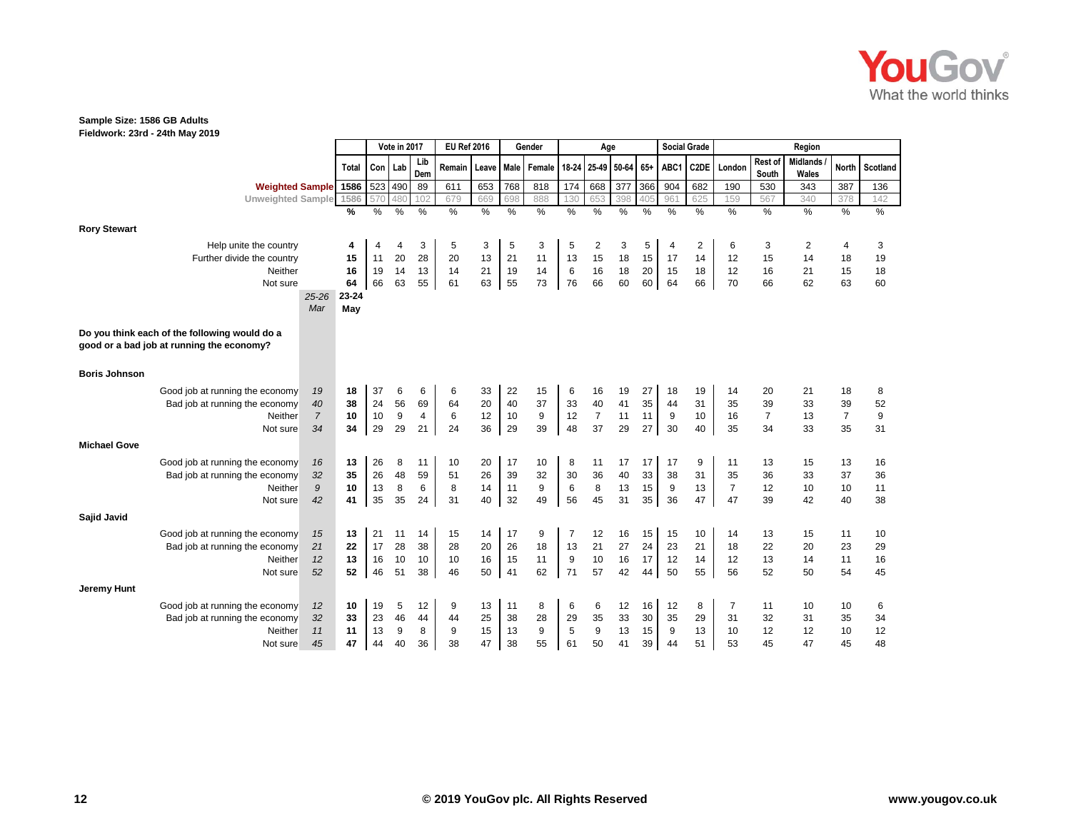**Sample Size: 1586 GB Adults**
**Fieldwork: 23rd - 24th May 2019**

| | 25-26 Mar | Total | Vote in 2017 | | | EU Ref 2016 | | Gender | | Age | | | | Social Grade | | Region | | | | |
|---|---|---|---|---|---|---|---|---|---|---|---|---|---|---|---|---|---|---|---|---|
| | | | Con | Lab | Lib Dem | Remain | Leave | Male | Female | 18-24 | 25-49 | 50-64 | 65+ | ABC1 | C2DE | London | Rest of South | Midlands / Wales | North | Scotland |
| Weighted Sample | | 1586 | 523 | 490 | 89 | 611 | 653 | 768 | 818 | 174 | 668 | 377 | 366 | 904 | 682 | 190 | 530 | 343 | 387 | 136 |
| Unweighted Sample | | 1586 | 570 | 480 | 102 | 679 | 669 | 698 | 888 | 130 | 653 | 398 | 405 | 961 | 625 | 159 | 567 | 340 | 378 | 142 |
| | | % | % | % | % | % | % | % | % | % | % | % | % | % | % | % | % | % | % | % |
| **Rory Stewart** | | | | | | | | | | | | | | | | | | | | |
| Help unite the country | | 4 | 4 | 4 | 3 | 5 | 3 | 5 | 3 | 5 | 2 | 3 | 5 | 4 | 2 | 6 | 3 | 2 | 4 | 3 |
| Further divide the country | | 15 | 11 | 20 | 28 | 20 | 13 | 21 | 11 | 13 | 15 | 18 | 15 | 17 | 14 | 12 | 15 | 14 | 18 | 19 |
| Neither | | 16 | 19 | 14 | 13 | 14 | 21 | 19 | 14 | 6 | 16 | 18 | 20 | 15 | 18 | 12 | 16 | 21 | 15 | 18 |
| Not sure | | 64 | 66 | 63 | 55 | 61 | 63 | 55 | 73 | 76 | 66 | 60 | 60 | 64 | 66 | 70 | 66 | 62 | 63 | 60 |
| | 25-26 Mar | 23-24 May | | | | | | | | | | | | | | | | | | |
| **Do you think each of the following would do a good or a bad job at running the economy?** | | | | | | | | | | | | | | | | | | | | |
| **Boris Johnson** | | | | | | | | | | | | | | | | | | | | |
| Good job at running the economy | 19 | 18 | 37 | 6 | 6 | 6 | 33 | 22 | 15 | 6 | 16 | 19 | 27 | 18 | 19 | 14 | 20 | 21 | 18 | 8 |
| Bad job at running the economy | 40 | 38 | 24 | 56 | 69 | 64 | 20 | 40 | 37 | 33 | 40 | 41 | 35 | 44 | 31 | 35 | 39 | 33 | 39 | 52 |
| Neither | 7 | 10 | 10 | 9 | 4 | 6 | 12 | 10 | 9 | 12 | 7 | 11 | 11 | 9 | 10 | 16 | 7 | 13 | 7 | 9 |
| Not sure | 34 | 34 | 29 | 29 | 21 | 24 | 36 | 29 | 39 | 48 | 37 | 29 | 27 | 30 | 40 | 35 | 34 | 33 | 35 | 31 |
| **Michael Gove** | | | | | | | | | | | | | | | | | | | | |
| Good job at running the economy | 16 | 13 | 26 | 8 | 11 | 10 | 20 | 17 | 10 | 8 | 11 | 17 | 17 | 17 | 9 | 11 | 13 | 15 | 13 | 16 |
| Bad job at running the economy | 32 | 35 | 26 | 48 | 59 | 51 | 26 | 39 | 32 | 30 | 36 | 40 | 33 | 38 | 31 | 35 | 36 | 33 | 37 | 36 |
| Neither | 9 | 10 | 13 | 8 | 6 | 8 | 14 | 11 | 9 | 6 | 8 | 13 | 15 | 9 | 13 | 7 | 12 | 10 | 10 | 11 |
| Not sure | 42 | 41 | 35 | 35 | 24 | 31 | 40 | 32 | 49 | 56 | 45 | 31 | 35 | 36 | 47 | 47 | 39 | 42 | 40 | 38 |
| **Sajid Javid** | | | | | | | | | | | | | | | | | | | | |
| Good job at running the economy | 15 | 13 | 21 | 11 | 14 | 15 | 14 | 17 | 9 | 7 | 12 | 16 | 15 | 15 | 10 | 14 | 13 | 15 | 11 | 10 |
| Bad job at running the economy | 21 | 22 | 17 | 28 | 38 | 28 | 20 | 26 | 18 | 13 | 21 | 27 | 24 | 23 | 21 | 18 | 22 | 20 | 23 | 29 |
| Neither | 12 | 13 | 16 | 10 | 10 | 10 | 16 | 15 | 11 | 9 | 10 | 16 | 17 | 12 | 14 | 12 | 13 | 14 | 11 | 16 |
| Not sure | 52 | 52 | 46 | 51 | 38 | 46 | 50 | 41 | 62 | 71 | 57 | 42 | 44 | 50 | 55 | 56 | 52 | 50 | 54 | 45 |
| **Jeremy Hunt** | | | | | | | | | | | | | | | | | | | | |
| Good job at running the economy | 12 | 10 | 19 | 5 | 12 | 9 | 13 | 11 | 8 | 6 | 6 | 12 | 16 | 12 | 8 | 7 | 11 | 10 | 10 | 6 |
| Bad job at running the economy | 32 | 33 | 23 | 46 | 44 | 44 | 25 | 38 | 28 | 29 | 35 | 33 | 30 | 35 | 29 | 31 | 32 | 31 | 35 | 34 |
| Neither | 11 | 11 | 13 | 9 | 8 | 9 | 15 | 13 | 9 | 5 | 9 | 13 | 15 | 9 | 13 | 10 | 12 | 12 | 10 | 12 |
| Not sure | 45 | 47 | 44 | 40 | 36 | 38 | 47 | 38 | 55 | 61 | 50 | 41 | 39 | 44 | 51 | 53 | 45 | 47 | 45 | 48 |

© 2019 YouGov plc. All Rights Reserved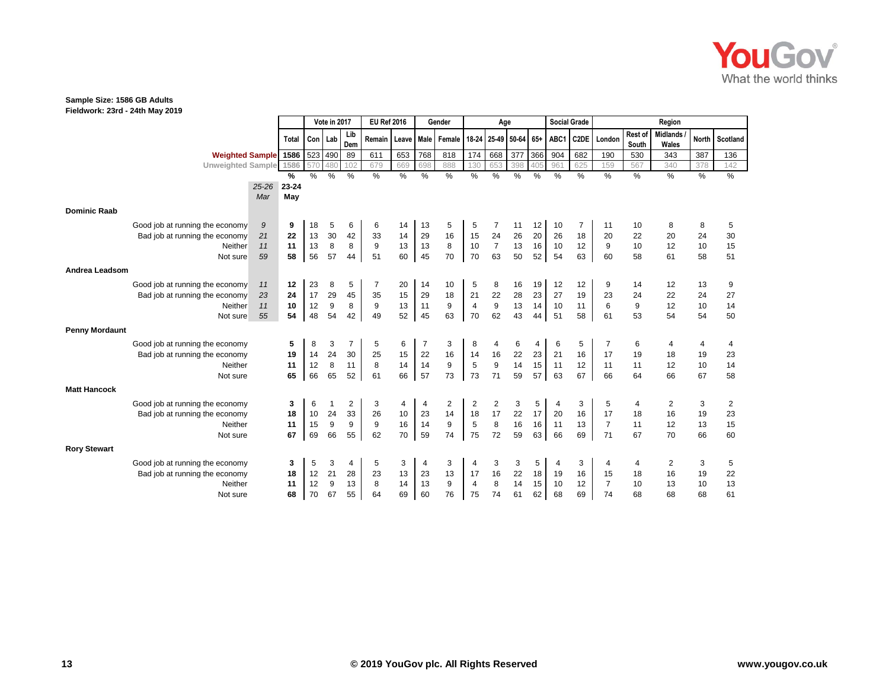**Sample Size: 1586 GB Adults**
**Fieldwork: 23rd - 24th May 2019**

| | | | Vote in 2017 | | | EU Ref 2016 | | Gender | | Age | | | | Social Grade | | Region | | | | |
|---|---|---|---|---|---|---|---|---|---|---|---|---|---|---|---|---|---|---|---|---|
| | | Total | Con | Lab | Lib Dem | Remain | Leave | Male | Female | 18-24 | 25-49 | 50-64 | 65+ | ABC1 | C2DE | London | Rest of South | Midlands / Wales | North | Scotland |
| Weighted Sample | | 1586 | 523 | 490 | 89 | 611 | 653 | 768 | 818 | 174 | 668 | 377 | 366 | 904 | 682 | 190 | 530 | 343 | 387 | 136 |
| Unweighted Sample | | 1586 | 570 | 480 | 102 | 679 | 669 | 698 | 888 | 130 | 653 | 398 | 405 | 961 | 625 | 159 | 567 | 340 | 378 | 142 |
| | | % | % | % | % | % | % | % | % | % | % | % | % | % | % | % | % | % | % | % |
| | 25-26 Mar | 23-24 May | | | | | | | | | | | | | | | | | | |
| **Dominic Raab** | | | | | | | | | | | | | | | | | | | | |
| Good job at running the economy | 9 | 9 | 18 | 5 | 6 | 6 | 14 | 13 | 5 | 5 | 7 | 11 | 12 | 10 | 7 | 11 | 10 | 8 | 8 | 5 |
| Bad job at running the economy | 21 | 22 | 13 | 30 | 42 | 33 | 14 | 29 | 16 | 15 | 24 | 26 | 20 | 26 | 18 | 20 | 22 | 20 | 24 | 30 |
| Neither | 11 | 11 | 13 | 8 | 8 | 9 | 13 | 13 | 8 | 10 | 7 | 13 | 16 | 10 | 12 | 9 | 10 | 12 | 10 | 15 |
| Not sure | 59 | 58 | 56 | 57 | 44 | 51 | 60 | 45 | 70 | 70 | 63 | 50 | 52 | 54 | 63 | 60 | 58 | 61 | 58 | 51 |
| **Andrea Leadsom** | | | | | | | | | | | | | | | | | | | | |
| Good job at running the economy | 11 | 12 | 23 | 8 | 5 | 7 | 20 | 14 | 10 | 5 | 8 | 16 | 19 | 12 | 12 | 9 | 14 | 12 | 13 | 9 |
| Bad job at running the economy | 23 | 24 | 17 | 29 | 45 | 35 | 15 | 29 | 18 | 21 | 22 | 28 | 23 | 27 | 19 | 23 | 24 | 22 | 24 | 27 |
| Neither | 11 | 10 | 12 | 9 | 8 | 9 | 13 | 11 | 9 | 4 | 9 | 13 | 14 | 10 | 11 | 6 | 9 | 12 | 10 | 14 |
| Not sure | 55 | 54 | 48 | 54 | 42 | 49 | 52 | 45 | 63 | 70 | 62 | 43 | 44 | 51 | 58 | 61 | 53 | 54 | 54 | 50 |
| **Penny Mordaunt** | | | | | | | | | | | | | | | | | | | | |
| Good job at running the economy | | 5 | 8 | 3 | 7 | 5 | 6 | 7 | 3 | 8 | 4 | 6 | 4 | 6 | 5 | 7 | 6 | 4 | 4 | 4 |
| Bad job at running the economy | | 19 | 14 | 24 | 30 | 25 | 15 | 22 | 16 | 14 | 16 | 22 | 23 | 21 | 16 | 17 | 19 | 18 | 19 | 23 |
| Neither | | 11 | 12 | 8 | 11 | 8 | 14 | 14 | 9 | 5 | 9 | 14 | 15 | 11 | 12 | 11 | 11 | 12 | 10 | 14 |
| Not sure | | 65 | 66 | 65 | 52 | 61 | 66 | 57 | 73 | 73 | 71 | 59 | 57 | 63 | 67 | 66 | 64 | 66 | 67 | 58 |
| **Matt Hancock** | | | | | | | | | | | | | | | | | | | | |
| Good job at running the economy | | 3 | 6 | 1 | 2 | 3 | 4 | 4 | 2 | 2 | 2 | 3 | 5 | 4 | 3 | 5 | 4 | 2 | 3 | 2 |
| Bad job at running the economy | | 18 | 10 | 24 | 33 | 26 | 10 | 23 | 14 | 18 | 17 | 22 | 17 | 20 | 16 | 17 | 18 | 16 | 19 | 23 |
| Neither | | 11 | 15 | 9 | 9 | 9 | 16 | 14 | 9 | 5 | 8 | 16 | 16 | 11 | 13 | 7 | 11 | 12 | 13 | 15 |
| Not sure | | 67 | 69 | 66 | 55 | 62 | 70 | 59 | 74 | 75 | 72 | 59 | 63 | 66 | 69 | 71 | 67 | 70 | 66 | 60 |
| **Rory Stewart** | | | | | | | | | | | | | | | | | | | | |
| Good job at running the economy | | 3 | 5 | 3 | 4 | 5 | 3 | 4 | 3 | 4 | 3 | 3 | 5 | 4 | 3 | 4 | 4 | 2 | 3 | 5 |
| Bad job at running the economy | | 18 | 12 | 21 | 28 | 23 | 13 | 23 | 13 | 17 | 16 | 22 | 18 | 19 | 16 | 15 | 18 | 16 | 19 | 22 |
| Neither | | 11 | 12 | 9 | 13 | 8 | 14 | 13 | 9 | 4 | 8 | 14 | 15 | 10 | 12 | 7 | 10 | 13 | 10 | 13 |
| Not sure | | 68 | 70 | 67 | 55 | 64 | 69 | 60 | 76 | 75 | 74 | 61 | 62 | 68 | 69 | 74 | 68 | 68 | 68 | 61 |

© 2019 YouGov plc. All Rights Reserved